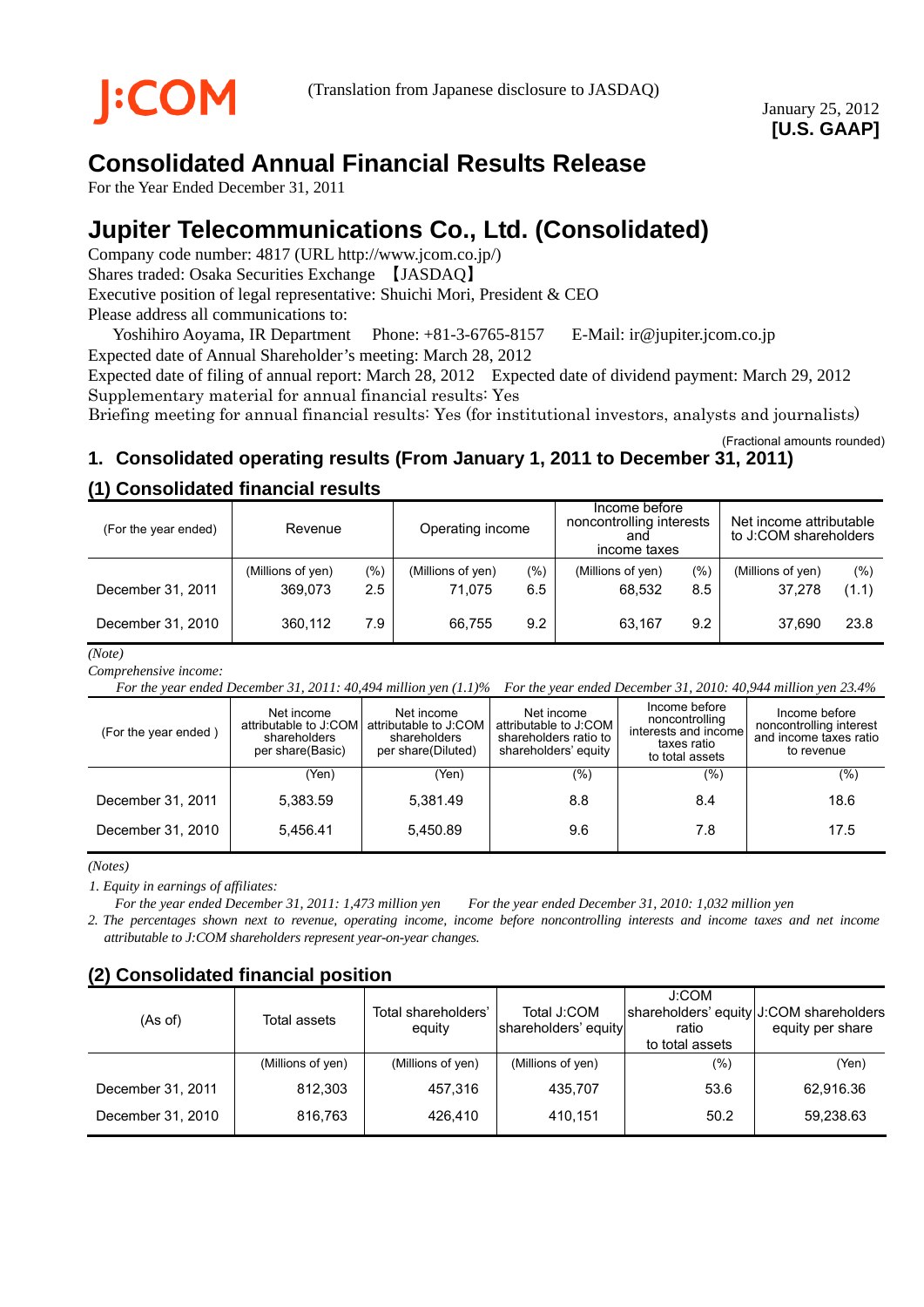J:COM

(Translation from Japanese disclosure to JASDAQ)

January 25, 2012
**[U.S. GAAP]**

# Consolidated Annual Financial Results Release

For the Year Ended December 31, 2011

# Jupiter Telecommunications Co., Ltd. (Consolidated)

Company code number: 4817 (URL http://www.jcom.co.jp/)
Shares traded: Osaka Securities Exchange 【JASDAQ】
Executive position of legal representative: Shuichi Mori, President & CEO
Please address all communications to:
Yoshihiro Aoyama, IR Department Phone: +81-3-6765-8157 E-Mail: ir@jupiter.jcom.co.jp
Expected date of Annual Shareholder's meeting: March 28, 2012
Expected date of filing of annual report: March 28, 2012 Expected date of dividend payment: March 29, 2012
Supplementary material for annual financial results: Yes
Briefing meeting for annual financial results: Yes (for institutional investors, analysts and journalists)

(Fractional amounts rounded)

## 1. Consolidated operating results (From January 1, 2011 to December 31, 2011)

### (1) Consolidated financial results

| (For the year ended) | Revenue | | Operating income | | Income before noncontrolling interests and income taxes | | Net income attributable to J:COM shareholders | |
|---|---|---|---|---|---|---|---|---|
| | (Millions of yen) | (%) | (Millions of yen) | (%) | (Millions of yen) | (%) | (Millions of yen) | (%) |
| December 31, 2011 | 369,073 | 2.5 | 71,075 | 6.5 | 68,532 | 8.5 | 37,278 | (1.1) |
| December 31, 2010 | 360,112 | 7.9 | 66,755 | 9.2 | 63,167 | 9.2 | 37,690 | 23.8 |

*(Note)*
*Comprehensive income:*
*For the year ended December 31, 2011: 40,494 million yen (1.1)% For the year ended December 31, 2010: 40,944 million yen 23.4%*

| (For the year ended ) | Net income attributable to J:COM shareholders per share(Basic) | Net income attributable to J:COM shareholders per share(Diluted) | Net income attributable to J:COM shareholders ratio to shareholders' equity | Income before noncontrolling interests and income taxes ratio to total assets | Income before noncontrolling interest and income taxes ratio to revenue |
|---|---|---|---|---|---|
| | (Yen) | (Yen) | (%) | (%) | (%) |
| December 31, 2011 | 5,383.59 | 5,381.49 | 8.8 | 8.4 | 18.6 |
| December 31, 2010 | 5,456.41 | 5,450.89 | 9.6 | 7.8 | 17.5 |

*(Notes)*
*1. Equity in earnings of affiliates:*
*For the year ended December 31, 2011: 1,473 million yen For the year ended December 31, 2010: 1,032 million yen*
*2. The percentages shown next to revenue, operating income, income before noncontrolling interests and income taxes and net income attributable to J:COM shareholders represent year-on-year changes.*

### (2) Consolidated financial position

| (As of) | Total assets | Total shareholders' equity | Total J:COM shareholders' equity | J:COM shareholders' equity ratio to total assets | J:COM shareholders equity per share |
|---|---|---|---|---|---|
| | (Millions of yen) | (Millions of yen) | (Millions of yen) | (%) | (Yen) |
| December 31, 2011 | 812,303 | 457,316 | 435,707 | 53.6 | 62,916.36 |
| December 31, 2010 | 816,763 | 426,410 | 410,151 | 50.2 | 59,238.63 |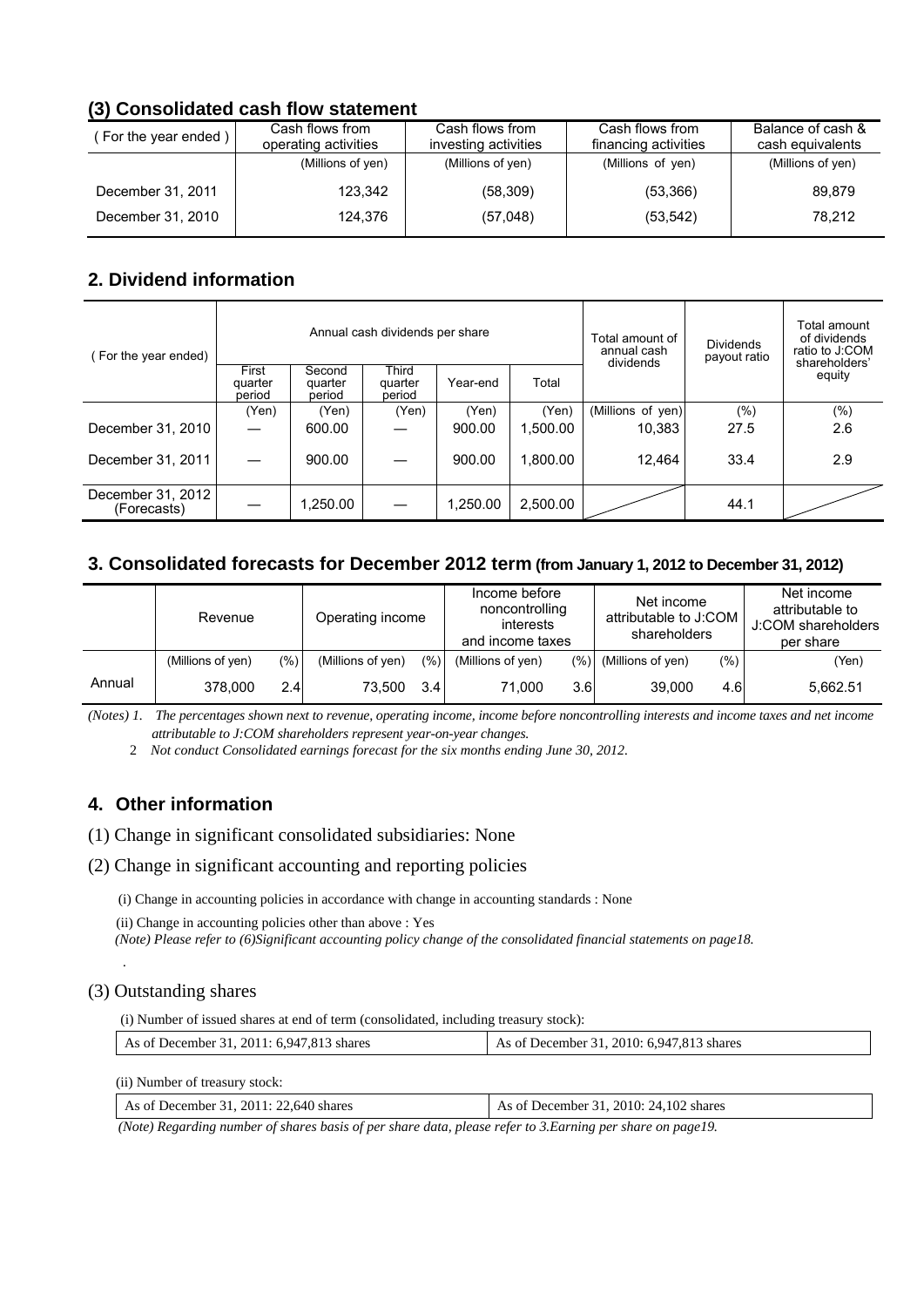### (3) Consolidated cash flow statement

| ( For the year ended ) | Cash flows from operating activities | Cash flows from investing activities | Cash flows from financing activities | Balance of cash & cash equivalents |
|---|---|---|---|---|
| | (Millions of yen) | (Millions of yen) | (Millions of yen) | (Millions of yen) |
| December 31, 2011 | 123,342 | (58,309) | (53,366) | 89,879 |
| December 31, 2010 | 124,376 | (57,048) | (53,542) | 78,212 |

## 2. Dividend information

| ( For the year ended) | Annual cash dividends per share | | | | | Total amount of annual cash dividends | Dividends payout ratio | Total amount of dividends ratio to J:COM shareholders' equity |
|---|---|---|---|---|---|---|---|---|
| | First quarter period | Second quarter period | Third quarter period | Year-end | Total | | | |
| | (Yen) | (Yen) | (Yen) | (Yen) | (Yen) | (Millions of yen) | (%) | (%) |
| December 31, 2010 | — | 600.00 | — | 900.00 | 1,500.00 | 10,383 | 27.5 | 2.6 |
| December 31, 2011 | — | 900.00 | — | 900.00 | 1,800.00 | 12,464 | 33.4 | 2.9 |
| December 31, 2012 (Forecasts) | — | 1,250.00 | — | 1,250.00 | 2,500.00 | | 44.1 | |

## 3. Consolidated forecasts for December 2012 term (from January 1, 2012 to December 31, 2012)

| | Revenue | | Operating income | | Income before noncontrolling interests and income taxes | | Net income attributable to J:COM shareholders | | Net income attributable to J:COM shareholders per share |
|---|---|---|---|---|---|---|---|---|---|
| | (Millions of yen) | (%) | (Millions of yen) | (%) | (Millions of yen) | (%) | (Millions of yen) | (%) | (Yen) |
| Annual | 378,000 | 2.4 | 73,500 | 3.4 | 71,000 | 3.6 | 39,000 | 4.6 | 5,662.51 |

*(Notes) 1. The percentages shown next to revenue, operating income, income before noncontrolling interests and income taxes and net income attributable to J:COM shareholders represent year-on-year changes.*

*2 Not conduct Consolidated earnings forecast for the six months ending June 30, 2012.*

## 4. Other information

(1) Change in significant consolidated subsidiaries: None

(2) Change in significant accounting and reporting policies

(i) Change in accounting policies in accordance with change in accounting standards : None

(ii) Change in accounting policies other than above : Yes

*(Note) Please refer to (6)Significant accounting policy change of the consolidated financial statements on page18.*

(3) Outstanding shares

(i) Number of issued shares at end of term (consolidated, including treasury stock):

| As of December 31, 2011: 6,947,813 shares | As of December 31, 2010: 6,947,813 shares |
|---|---|

(ii) Number of treasury stock:

| As of December 31, 2011: 22,640 shares | As of December 31, 2010: 24,102 shares |
|---|---|

*(Note) Regarding number of shares basis of per share data, please refer to 3.Earning per share on page19.*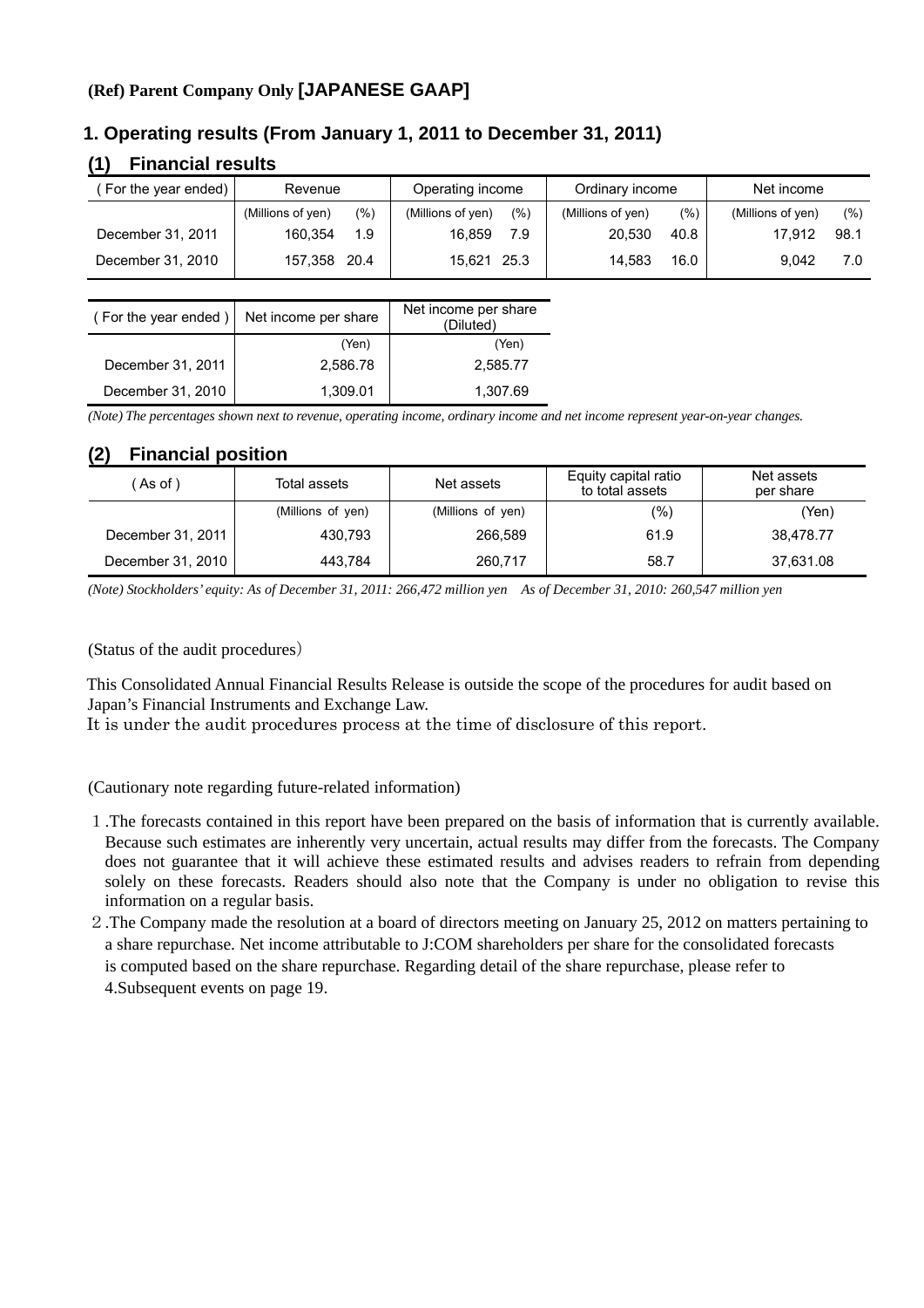**(Ref) Parent Company Only [JAPANESE GAAP]**

## 1. Operating results (From January 1, 2011 to December 31, 2011)

### (1) Financial results

| ( For the year ended) | Revenue | | Operating income | | Ordinary income | | Net income | |
|---|---|---|---|---|---|---|---|---|
| | (Millions of yen) | (%) | (Millions of yen) | (%) | (Millions of yen) | (%) | (Millions of yen) | (%) |
| December 31, 2011 | 160,354 | 1.9 | 16,859 | 7.9 | 20,530 | 40.8 | 17,912 | 98.1 |
| December 31, 2010 | 157,358 | 20.4 | 15,621 | 25.3 | 14,583 | 16.0 | 9,042 | 7.0 |

| ( For the year ended ) | Net income per share | Net income per share (Diluted) |
|---|---|---|
| | (Yen) | (Yen) |
| December 31, 2011 | 2,586.78 | 2,585.77 |
| December 31, 2010 | 1,309.01 | 1,307.69 |

*(Note) The percentages shown next to revenue, operating income, ordinary income and net income represent year-on-year changes.*

### (2) Financial position

| ( As of ) | Total assets | Net assets | Equity capital ratio to total assets | Net assets per share |
|---|---|---|---|---|
| | (Millions of yen) | (Millions of yen) | (%) | (Yen) |
| December 31, 2011 | 430,793 | 266,589 | 61.9 | 38,478.77 |
| December 31, 2010 | 443,784 | 260,717 | 58.7 | 37,631.08 |

*(Note) Stockholders' equity: As of December 31, 2011: 266,472 million yen As of December 31, 2010: 260,547 million yen*

(Status of the audit procedures)

This Consolidated Annual Financial Results Release is outside the scope of the procedures for audit based on Japan's Financial Instruments and Exchange Law.
It is under the audit procedures process at the time of disclosure of this report.

(Cautionary note regarding future-related information)

1. The forecasts contained in this report have been prepared on the basis of information that is currently available. Because such estimates are inherently very uncertain, actual results may differ from the forecasts. The Company does not guarantee that it will achieve these estimated results and advises readers to refrain from depending solely on these forecasts. Readers should also note that the Company is under no obligation to revise this information on a regular basis.
2. The Company made the resolution at a board of directors meeting on January 25, 2012 on matters pertaining to a share repurchase. Net income attributable to J:COM shareholders per share for the consolidated forecasts is computed based on the share repurchase. Regarding detail of the share repurchase, please refer to 4.Subsequent events on page 19.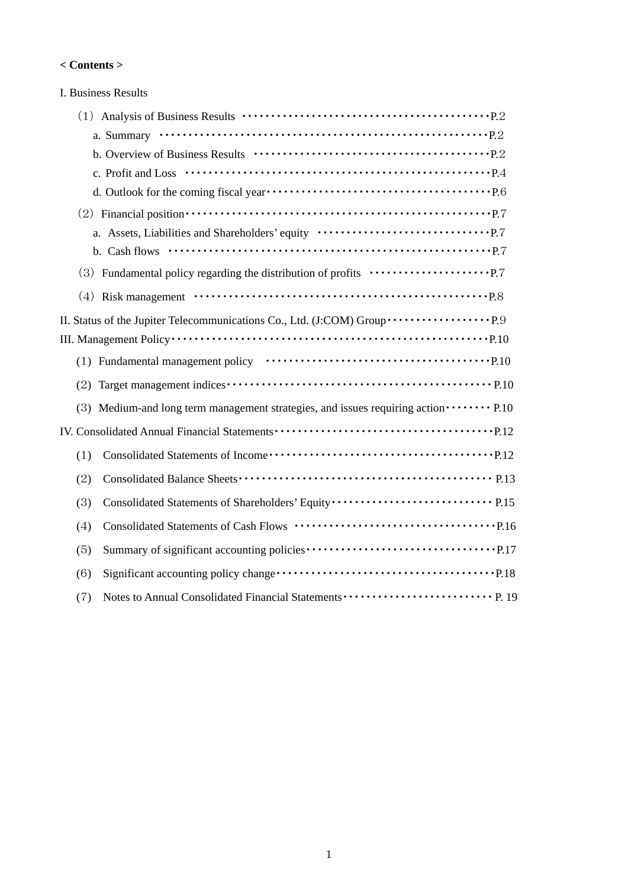**< Contents >**

I. Business Results

（1） Analysis of Business Results ···································P.2

a. Summary ···································P.2

b. Overview of Business Results ···································P.2

c. Profit and Loss ···································P.4

d. Outlook for the coming fiscal year···································P.6

（2） Financial position···································P.7

a. Assets, Liabilities and Shareholders' equity ···································P.7

b. Cash flows ···································P.7

（3） Fundamental policy regarding the distribution of profits ···································P.7

（4） Risk management ···································P.8

II. Status of the Jupiter Telecommunications Co., Ltd. (J:COM) Group···································P.9

III. Management Policy···································P.10

(1) Fundamental management policy ···································P.10

(2) Target management indices···································P.10

(3) Medium-and long term management strategies, and issues requiring action··········P.10

IV. Consolidated Annual Financial Statements···································P.12

(1) Consolidated Statements of Income···································P.12

(2) Consolidated Balance Sheets···································P.13

(3) Consolidated Statements of Shareholders' Equity···································P.15

(4) Consolidated Statements of Cash Flows ···································P.16

(5) Summary of significant accounting policies···································P.17

(6) Significant accounting policy change···································P.18

(7) Notes to Annual Consolidated Financial Statements··························· P. 19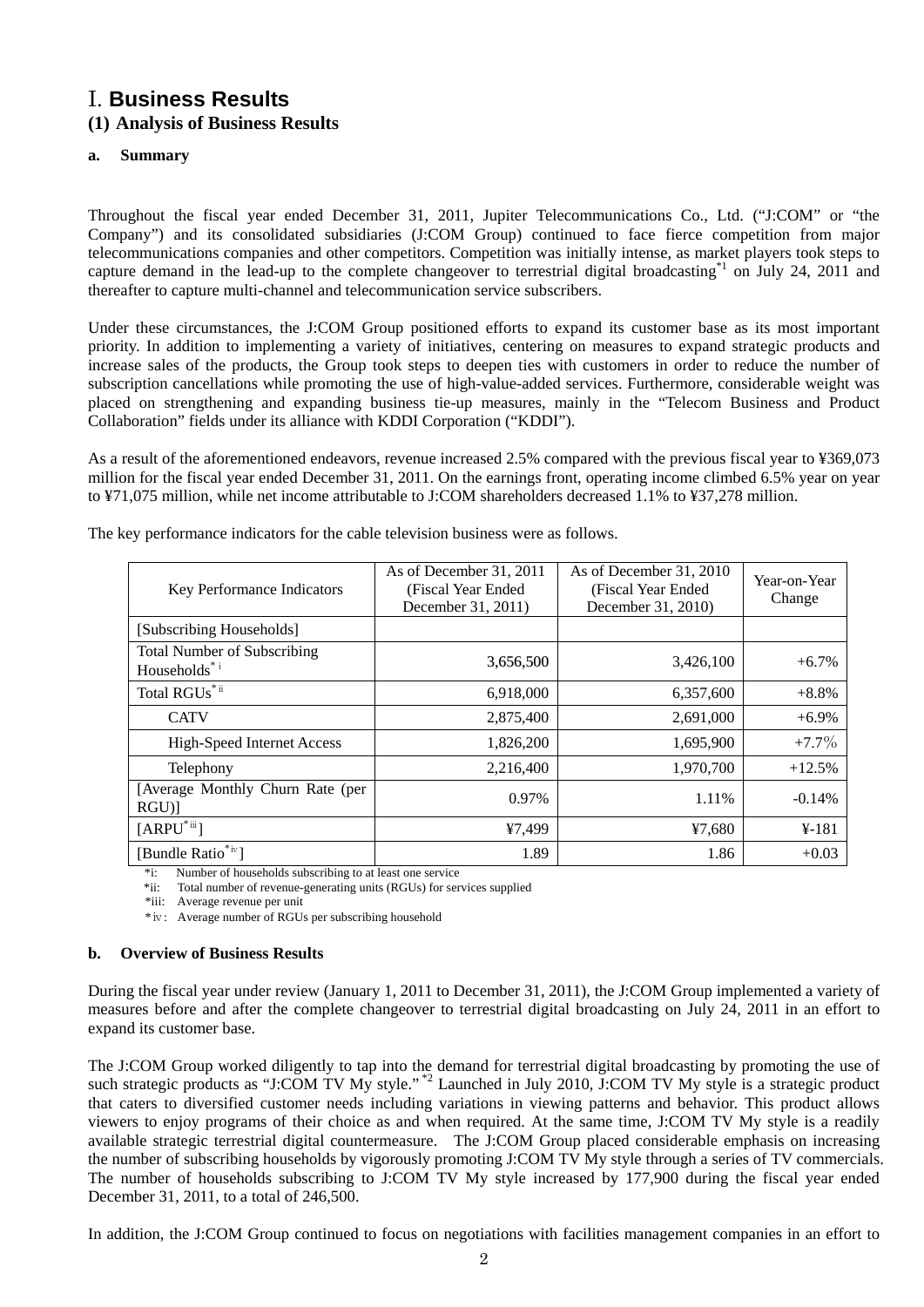# I. Business Results

## (1) Analysis of Business Results

### a. Summary

Throughout the fiscal year ended December 31, 2011, Jupiter Telecommunications Co., Ltd. ("J:COM" or "the Company") and its consolidated subsidiaries (J:COM Group) continued to face fierce competition from major telecommunications companies and other competitors. Competition was initially intense, as market players took steps to capture demand in the lead-up to the complete changeover to terrestrial digital broadcasting*1 on July 24, 2011 and thereafter to capture multi-channel and telecommunication service subscribers.

Under these circumstances, the J:COM Group positioned efforts to expand its customer base as its most important priority. In addition to implementing a variety of initiatives, centering on measures to expand strategic products and increase sales of the products, the Group took steps to deepen ties with customers in order to reduce the number of subscription cancellations while promoting the use of high-value-added services. Furthermore, considerable weight was placed on strengthening and expanding business tie-up measures, mainly in the "Telecom Business and Product Collaboration" fields under its alliance with KDDI Corporation ("KDDI").

As a result of the aforementioned endeavors, revenue increased 2.5% compared with the previous fiscal year to ¥369,073 million for the fiscal year ended December 31, 2011. On the earnings front, operating income climbed 6.5% year on year to ¥71,075 million, while net income attributable to J:COM shareholders decreased 1.1% to ¥37,278 million.

The key performance indicators for the cable television business were as follows.

| Key Performance Indicators | As of December 31, 2011 (Fiscal Year Ended December 31, 2011) | As of December 31, 2010 (Fiscal Year Ended December 31, 2010) | Year-on-Year Change |
|---|---|---|---|
| [Subscribing Households] | | | |
| Total Number of Subscribing Households*i | 3,656,500 | 3,426,100 | +6.7% |
| Total RGUs*ii | 6,918,000 | 6,357,600 | +8.8% |
| CATV | 2,875,400 | 2,691,000 | +6.9% |
| High-Speed Internet Access | 1,826,200 | 1,695,900 | +7.7% |
| Telephony | 2,216,400 | 1,970,700 | +12.5% |
| [Average Monthly Churn Rate (per RGU)] | 0.97% | 1.11% | -0.14% |
| [ARPU*iii] | ¥7,499 | ¥7,680 | ¥-181 |
| [Bundle Ratio*iv] | 1.89 | 1.86 | +0.03 |

*i: Number of households subscribing to at least one service
*ii: Total number of revenue-generating units (RGUs) for services supplied
*iii: Average revenue per unit
*iv: Average number of RGUs per subscribing household

### b. Overview of Business Results

During the fiscal year under review (January 1, 2011 to December 31, 2011), the J:COM Group implemented a variety of measures before and after the complete changeover to terrestrial digital broadcasting on July 24, 2011 in an effort to expand its customer base.

The J:COM Group worked diligently to tap into the demand for terrestrial digital broadcasting by promoting the use of such strategic products as "J:COM TV My style." *2 Launched in July 2010, J:COM TV My style is a strategic product that caters to diversified customer needs including variations in viewing patterns and behavior. This product allows viewers to enjoy programs of their choice as and when required. At the same time, J:COM TV My style is a readily available strategic terrestrial digital countermeasure. The J:COM Group placed considerable emphasis on increasing the number of subscribing households by vigorously promoting J:COM TV My style through a series of TV commercials. The number of households subscribing to J:COM TV My style increased by 177,900 during the fiscal year ended December 31, 2011, to a total of 246,500.

In addition, the J:COM Group continued to focus on negotiations with facilities management companies in an effort to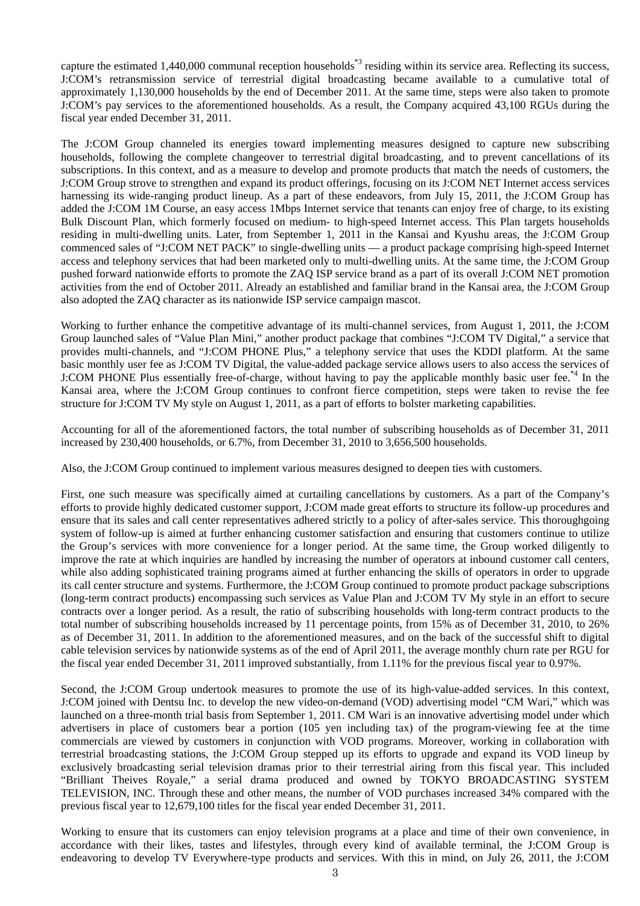capture the estimated 1,440,000 communal reception households[*3] residing within its service area. Reflecting its success, J:COM's retransmission service of terrestrial digital broadcasting became available to a cumulative total of approximately 1,130,000 households by the end of December 2011. At the same time, steps were also taken to promote J:COM's pay services to the aforementioned households. As a result, the Company acquired 43,100 RGUs during the fiscal year ended December 31, 2011.

The J:COM Group channeled its energies toward implementing measures designed to capture new subscribing households, following the complete changeover to terrestrial digital broadcasting, and to prevent cancellations of its subscriptions. In this context, and as a measure to develop and promote products that match the needs of customers, the J:COM Group strove to strengthen and expand its product offerings, focusing on its J:COM NET Internet access services harnessing its wide-ranging product lineup. As a part of these endeavors, from July 15, 2011, the J:COM Group has added the J:COM 1M Course, an easy access 1Mbps Internet service that tenants can enjoy free of charge, to its existing Bulk Discount Plan, which formerly focused on medium- to high-speed Internet access. This Plan targets households residing in multi-dwelling units. Later, from September 1, 2011 in the Kansai and Kyushu areas, the J:COM Group commenced sales of "J:COM NET PACK" to single-dwelling units — a product package comprising high-speed Internet access and telephony services that had been marketed only to multi-dwelling units. At the same time, the J:COM Group pushed forward nationwide efforts to promote the ZAQ ISP service brand as a part of its overall J:COM NET promotion activities from the end of October 2011. Already an established and familiar brand in the Kansai area, the J:COM Group also adopted the ZAQ character as its nationwide ISP service campaign mascot.

Working to further enhance the competitive advantage of its multi-channel services, from August 1, 2011, the J:COM Group launched sales of "Value Plan Mini," another product package that combines "J:COM TV Digital," a service that provides multi-channels, and "J:COM PHONE Plus," a telephony service that uses the KDDI platform. At the same basic monthly user fee as J:COM TV Digital, the value-added package service allows users to also access the services of J:COM PHONE Plus essentially free-of-charge, without having to pay the applicable monthly basic user fee.[*4] In the Kansai area, where the J:COM Group continues to confront fierce competition, steps were taken to revise the fee structure for J:COM TV My style on August 1, 2011, as a part of efforts to bolster marketing capabilities.

Accounting for all of the aforementioned factors, the total number of subscribing households as of December 31, 2011 increased by 230,400 households, or 6.7%, from December 31, 2010 to 3,656,500 households.

Also, the J:COM Group continued to implement various measures designed to deepen ties with customers.

First, one such measure was specifically aimed at curtailing cancellations by customers. As a part of the Company's efforts to provide highly dedicated customer support, J:COM made great efforts to structure its follow-up procedures and ensure that its sales and call center representatives adhered strictly to a policy of after-sales service. This thoroughgoing system of follow-up is aimed at further enhancing customer satisfaction and ensuring that customers continue to utilize the Group's services with more convenience for a longer period. At the same time, the Group worked diligently to improve the rate at which inquiries are handled by increasing the number of operators at inbound customer call centers, while also adding sophisticated training programs aimed at further enhancing the skills of operators in order to upgrade its call center structure and systems. Furthermore, the J:COM Group continued to promote product package subscriptions (long-term contract products) encompassing such services as Value Plan and J:COM TV My style in an effort to secure contracts over a longer period. As a result, the ratio of subscribing households with long-term contract products to the total number of subscribing households increased by 11 percentage points, from 15% as of December 31, 2010, to 26% as of December 31, 2011. In addition to the aforementioned measures, and on the back of the successful shift to digital cable television services by nationwide systems as of the end of April 2011, the average monthly churn rate per RGU for the fiscal year ended December 31, 2011 improved substantially, from 1.11% for the previous fiscal year to 0.97%.

Second, the J:COM Group undertook measures to promote the use of its high-value-added services. In this context, J:COM joined with Dentsu Inc. to develop the new video-on-demand (VOD) advertising model "CM Wari," which was launched on a three-month trial basis from September 1, 2011. CM Wari is an innovative advertising model under which advertisers in place of customers bear a portion (105 yen including tax) of the program-viewing fee at the time commercials are viewed by customers in conjunction with VOD programs. Moreover, working in collaboration with terrestrial broadcasting stations, the J:COM Group stepped up its efforts to upgrade and expand its VOD lineup by exclusively broadcasting serial television dramas prior to their terrestrial airing from this fiscal year. This included "Brilliant Theives Royale," a serial drama produced and owned by TOKYO BROADCASTING SYSTEM TELEVISION, INC. Through these and other means, the number of VOD purchases increased 34% compared with the previous fiscal year to 12,679,100 titles for the fiscal year ended December 31, 2011.

Working to ensure that its customers can enjoy television programs at a place and time of their own convenience, in accordance with their likes, tastes and lifestyles, through every kind of available terminal, the J:COM Group is endeavoring to develop TV Everywhere-type products and services. With this in mind, on July 26, 2011, the J:COM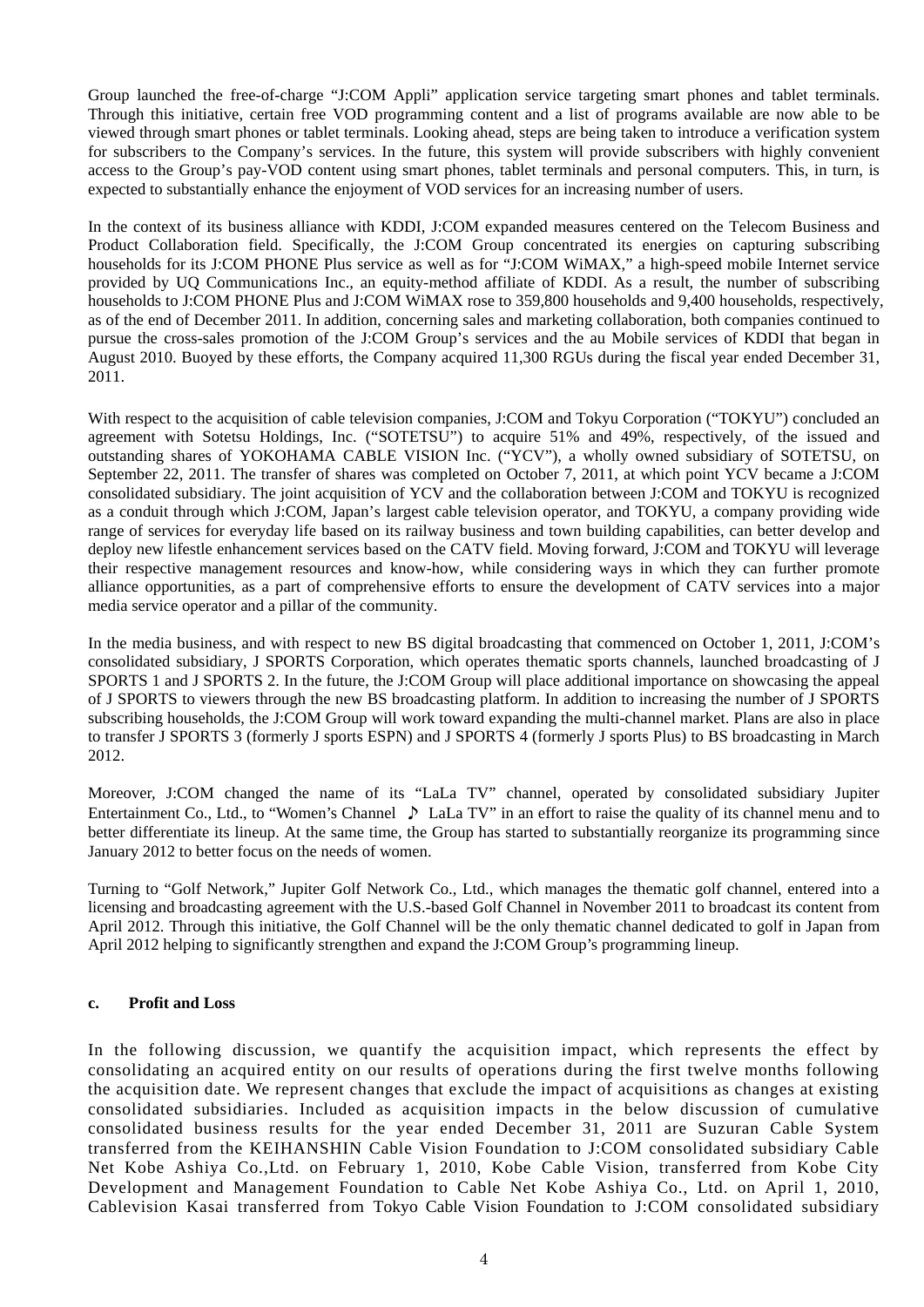Group launched the free-of-charge "J:COM Appli" application service targeting smart phones and tablet terminals. Through this initiative, certain free VOD programming content and a list of programs available are now able to be viewed through smart phones or tablet terminals. Looking ahead, steps are being taken to introduce a verification system for subscribers to the Company's services. In the future, this system will provide subscribers with highly convenient access to the Group's pay-VOD content using smart phones, tablet terminals and personal computers. This, in turn, is expected to substantially enhance the enjoyment of VOD services for an increasing number of users.

In the context of its business alliance with KDDI, J:COM expanded measures centered on the Telecom Business and Product Collaboration field. Specifically, the J:COM Group concentrated its energies on capturing subscribing households for its J:COM PHONE Plus service as well as for "J:COM WiMAX," a high-speed mobile Internet service provided by UQ Communications Inc., an equity-method affiliate of KDDI. As a result, the number of subscribing households to J:COM PHONE Plus and J:COM WiMAX rose to 359,800 households and 9,400 households, respectively, as of the end of December 2011. In addition, concerning sales and marketing collaboration, both companies continued to pursue the cross-sales promotion of the J:COM Group's services and the au Mobile services of KDDI that began in August 2010. Buoyed by these efforts, the Company acquired 11,300 RGUs during the fiscal year ended December 31, 2011.

With respect to the acquisition of cable television companies, J:COM and Tokyu Corporation ("TOKYU") concluded an agreement with Sotetsu Holdings, Inc. ("SOTETSU") to acquire 51% and 49%, respectively, of the issued and outstanding shares of YOKOHAMA CABLE VISION Inc. ("YCV"), a wholly owned subsidiary of SOTETSU, on September 22, 2011. The transfer of shares was completed on October 7, 2011, at which point YCV became a J:COM consolidated subsidiary. The joint acquisition of YCV and the collaboration between J:COM and TOKYU is recognized as a conduit through which J:COM, Japan's largest cable television operator, and TOKYU, a company providing wide range of services for everyday life based on its railway business and town building capabilities, can better develop and deploy new lifestle enhancement services based on the CATV field. Moving forward, J:COM and TOKYU will leverage their respective management resources and know-how, while considering ways in which they can further promote alliance opportunities, as a part of comprehensive efforts to ensure the development of CATV services into a major media service operator and a pillar of the community.

In the media business, and with respect to new BS digital broadcasting that commenced on October 1, 2011, J:COM's consolidated subsidiary, J SPORTS Corporation, which operates thematic sports channels, launched broadcasting of J SPORTS 1 and J SPORTS 2. In the future, the J:COM Group will place additional importance on showcasing the appeal of J SPORTS to viewers through the new BS broadcasting platform. In addition to increasing the number of J SPORTS subscribing households, the J:COM Group will work toward expanding the multi-channel market. Plans are also in place to transfer J SPORTS 3 (formerly J sports ESPN) and J SPORTS 4 (formerly J sports Plus) to BS broadcasting in March 2012.

Moreover, J:COM changed the name of its "LaLa TV" channel, operated by consolidated subsidiary Jupiter Entertainment Co., Ltd., to "Women's Channel ♪ LaLa TV" in an effort to raise the quality of its channel menu and to better differentiate its lineup. At the same time, the Group has started to substantially reorganize its programming since January 2012 to better focus on the needs of women.

Turning to "Golf Network," Jupiter Golf Network Co., Ltd., which manages the thematic golf channel, entered into a licensing and broadcasting agreement with the U.S.-based Golf Channel in November 2011 to broadcast its content from April 2012. Through this initiative, the Golf Channel will be the only thematic channel dedicated to golf in Japan from April 2012 helping to significantly strengthen and expand the J:COM Group's programming lineup.

**c. Profit and Loss**

In the following discussion, we quantify the acquisition impact, which represents the effect by consolidating an acquired entity on our results of operations during the first twelve months following the acquisition date. We represent changes that exclude the impact of acquisitions as changes at existing consolidated subsidiaries. Included as acquisition impacts in the below discussion of cumulative consolidated business results for the year ended December 31, 2011 are Suzuran Cable System transferred from the KEIHANSHIN Cable Vision Foundation to J:COM consolidated subsidiary Cable Net Kobe Ashiya Co.,Ltd. on February 1, 2010, Kobe Cable Vision, transferred from Kobe City Development and Management Foundation to Cable Net Kobe Ashiya Co., Ltd. on April 1, 2010, Cablevision Kasai transferred from Tokyo Cable Vision Foundation to J:COM consolidated subsidiary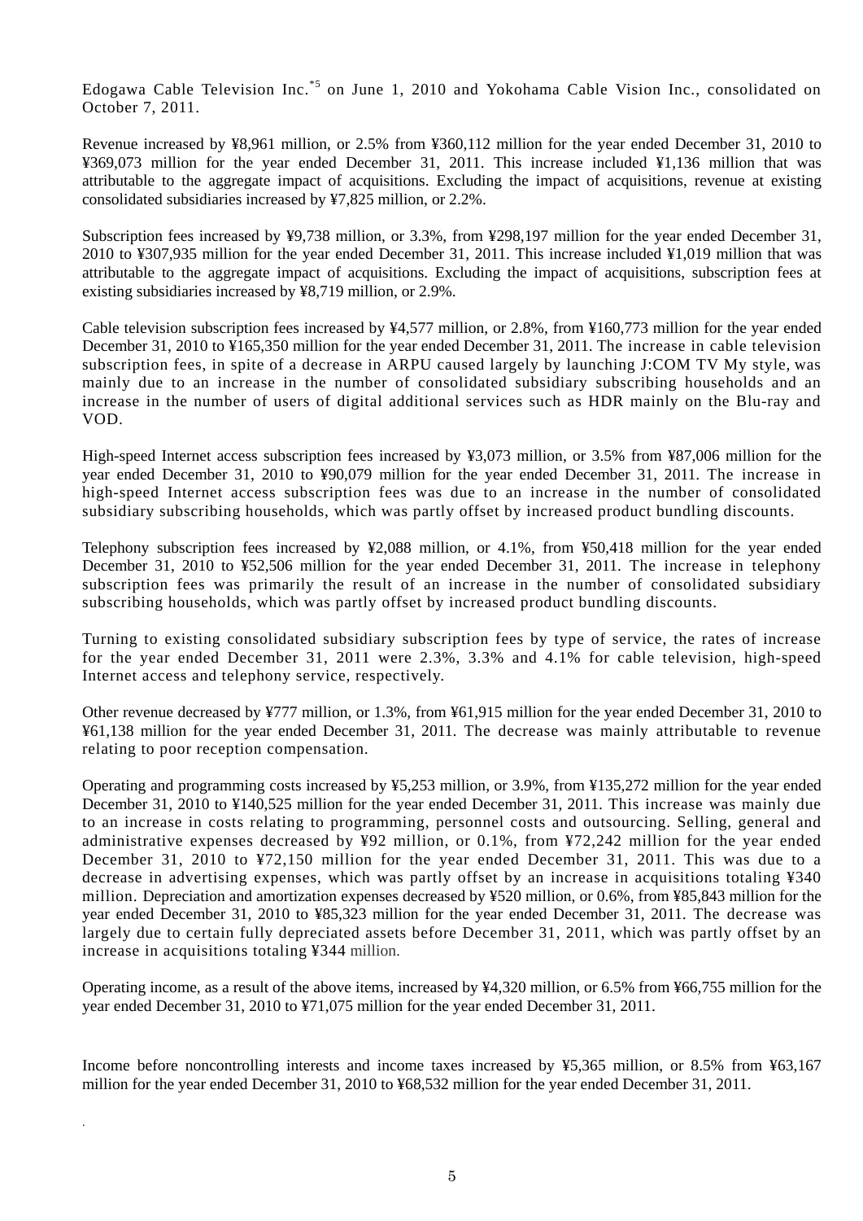Edogawa Cable Television Inc.[*5] on June 1, 2010 and Yokohama Cable Vision Inc., consolidated on October 7, 2011.

Revenue increased by ¥8,961 million, or 2.5% from ¥360,112 million for the year ended December 31, 2010 to ¥369,073 million for the year ended December 31, 2011. This increase included ¥1,136 million that was attributable to the aggregate impact of acquisitions. Excluding the impact of acquisitions, revenue at existing consolidated subsidiaries increased by ¥7,825 million, or 2.2%.

Subscription fees increased by ¥9,738 million, or 3.3%, from ¥298,197 million for the year ended December 31, 2010 to ¥307,935 million for the year ended December 31, 2011. This increase included ¥1,019 million that was attributable to the aggregate impact of acquisitions. Excluding the impact of acquisitions, subscription fees at existing subsidiaries increased by ¥8,719 million, or 2.9%.

Cable television subscription fees increased by ¥4,577 million, or 2.8%, from ¥160,773 million for the year ended December 31, 2010 to ¥165,350 million for the year ended December 31, 2011. The increase in cable television subscription fees, in spite of a decrease in ARPU caused largely by launching J:COM TV My style, was mainly due to an increase in the number of consolidated subsidiary subscribing households and an increase in the number of users of digital additional services such as HDR mainly on the Blu-ray and VOD.

High-speed Internet access subscription fees increased by ¥3,073 million, or 3.5% from ¥87,006 million for the year ended December 31, 2010 to ¥90,079 million for the year ended December 31, 2011. The increase in high-speed Internet access subscription fees was due to an increase in the number of consolidated subsidiary subscribing households, which was partly offset by increased product bundling discounts.

Telephony subscription fees increased by ¥2,088 million, or 4.1%, from ¥50,418 million for the year ended December 31, 2010 to ¥52,506 million for the year ended December 31, 2011. The increase in telephony subscription fees was primarily the result of an increase in the number of consolidated subsidiary subscribing households, which was partly offset by increased product bundling discounts.

Turning to existing consolidated subsidiary subscription fees by type of service, the rates of increase for the year ended December 31, 2011 were 2.3%, 3.3% and 4.1% for cable television, high-speed Internet access and telephony service, respectively.

Other revenue decreased by ¥777 million, or 1.3%, from ¥61,915 million for the year ended December 31, 2010 to ¥61,138 million for the year ended December 31, 2011. The decrease was mainly attributable to revenue relating to poor reception compensation.

Operating and programming costs increased by ¥5,253 million, or 3.9%, from ¥135,272 million for the year ended December 31, 2010 to ¥140,525 million for the year ended December 31, 2011. This increase was mainly due to an increase in costs relating to programming, personnel costs and outsourcing. Selling, general and administrative expenses decreased by ¥92 million, or 0.1%, from ¥72,242 million for the year ended December 31, 2010 to ¥72,150 million for the year ended December 31, 2011. This was due to a decrease in advertising expenses, which was partly offset by an increase in acquisitions totaling ¥340 million. Depreciation and amortization expenses decreased by ¥520 million, or 0.6%, from ¥85,843 million for the year ended December 31, 2010 to ¥85,323 million for the year ended December 31, 2011. The decrease was largely due to certain fully depreciated assets before December 31, 2011, which was partly offset by an increase in acquisitions totaling ¥344 million.

Operating income, as a result of the above items, increased by ¥4,320 million, or 6.5% from ¥66,755 million for the year ended December 31, 2010 to ¥71,075 million for the year ended December 31, 2011.

Income before noncontrolling interests and income taxes increased by ¥5,365 million, or 8.5% from ¥63,167 million for the year ended December 31, 2010 to ¥68,532 million for the year ended December 31, 2011.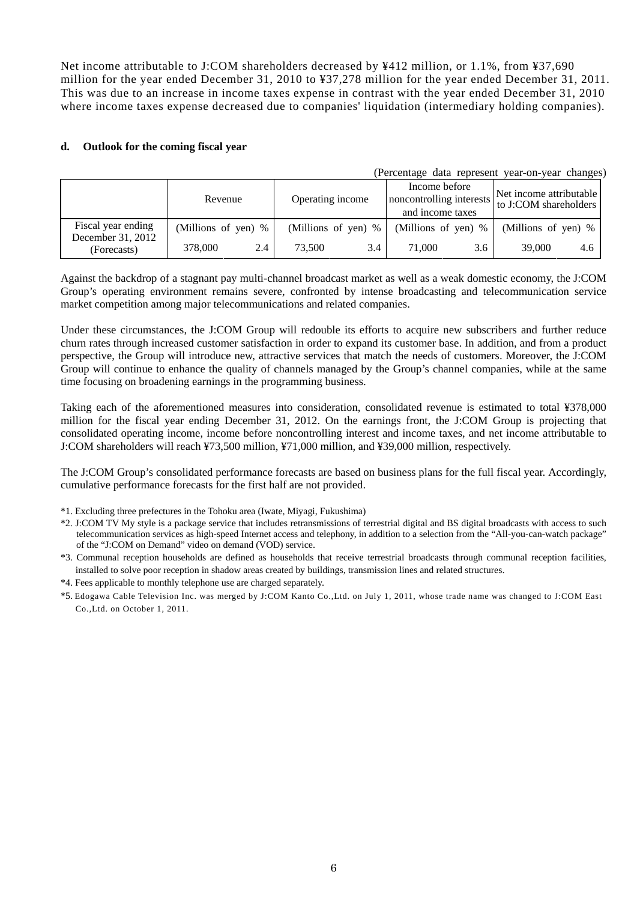Net income attributable to J:COM shareholders decreased by ¥412 million, or 1.1%, from ¥37,690 million for the year ended December 31, 2010 to ¥37,278 million for the year ended December 31, 2011. This was due to an increase in income taxes expense in contrast with the year ended December 31, 2010 where income taxes expense decreased due to companies' liquidation (intermediary holding companies).

**d. Outlook for the coming fiscal year**

(Percentage data represent year-on-year changes)

| | Revenue | | Operating income | | Income before noncontrolling interests and income taxes | | Net income attributable to J:COM shareholders | |
|---|---|---|---|---|---|---|---|---|
| | (Millions of yen) | % | (Millions of yen) | % | (Millions of yen) | % | (Millions of yen) | % |
| Fiscal year ending December 31, 2012 (Forecasts) | 378,000 | 2.4 | 73,500 | 3.4 | 71,000 | 3.6 | 39,000 | 4.6 |

Against the backdrop of a stagnant pay multi-channel broadcast market as well as a weak domestic economy, the J:COM Group's operating environment remains severe, confronted by intense broadcasting and telecommunication service market competition among major telecommunications and related companies.

Under these circumstances, the J:COM Group will redouble its efforts to acquire new subscribers and further reduce churn rates through increased customer satisfaction in order to expand its customer base. In addition, and from a product perspective, the Group will introduce new, attractive services that match the needs of customers. Moreover, the J:COM Group will continue to enhance the quality of channels managed by the Group's channel companies, while at the same time focusing on broadening earnings in the programming business.

Taking each of the aforementioned measures into consideration, consolidated revenue is estimated to total ¥378,000 million for the fiscal year ending December 31, 2012. On the earnings front, the J:COM Group is projecting that consolidated operating income, income before noncontrolling interest and income taxes, and net income attributable to J:COM shareholders will reach ¥73,500 million, ¥71,000 million, and ¥39,000 million, respectively.

The J:COM Group's consolidated performance forecasts are based on business plans for the full fiscal year. Accordingly, cumulative performance forecasts for the first half are not provided.

*1. Excluding three prefectures in the Tohoku area (Iwate, Miyagi, Fukushima)

*2. J:COM TV My style is a package service that includes retransmissions of terrestrial digital and BS digital broadcasts with access to such telecommunication services as high-speed Internet access and telephony, in addition to a selection from the "All-you-can-watch package" of the "J:COM on Demand" video on demand (VOD) service.

*3. Communal reception households are defined as households that receive terrestrial broadcasts through communal reception facilities, installed to solve poor reception in shadow areas created by buildings, transmission lines and related structures.

*4. Fees applicable to monthly telephone use are charged separately.

*5. Edogawa Cable Television Inc. was merged by J:COM Kanto Co.,Ltd. on July 1, 2011, whose trade name was changed to J:COM East Co.,Ltd. on October 1, 2011.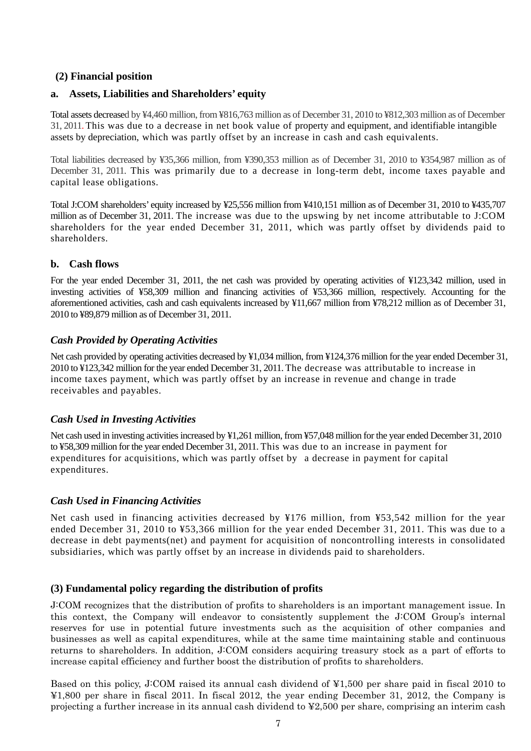## (2) Financial position

### a. Assets, Liabilities and Shareholders' equity

Total assets decreased by ¥4,460 million, from ¥816,763 million as of December 31, 2010 to ¥812,303 million as of December 31, 2011. This was due to a decrease in net book value of property and equipment, and identifiable intangible assets by depreciation, which was partly offset by an increase in cash and cash equivalents.

Total liabilities decreased by ¥35,366 million, from ¥390,353 million as of December 31, 2010 to ¥354,987 million as of December 31, 2011. This was primarily due to a decrease in long-term debt, income taxes payable and capital lease obligations.

Total J:COM shareholders' equity increased by ¥25,556 million from ¥410,151 million as of December 31, 2010 to ¥435,707 million as of December 31, 2011. The increase was due to the upswing by net income attributable to J:COM shareholders for the year ended December 31, 2011, which was partly offset by dividends paid to shareholders.

### b. Cash flows

For the year ended December 31, 2011, the net cash was provided by operating activities of ¥123,342 million, used in investing activities of ¥58,309 million and financing activities of ¥53,366 million, respectively. Accounting for the aforementioned activities, cash and cash equivalents increased by ¥11,667 million from ¥78,212 million as of December 31, 2010 to ¥89,879 million as of December 31, 2011.

#### *Cash Provided by Operating Activities*

Net cash provided by operating activities decreased by ¥1,034 million, from ¥124,376 million for the year ended December 31, 2010 to ¥123,342 million for the year ended December 31, 2011. The decrease was attributable to increase in income taxes payment, which was partly offset by an increase in revenue and change in trade receivables and payables.

#### *Cash Used in Investing Activities*

Net cash used in investing activities increased by ¥1,261 million, from ¥57,048 million for the year ended December 31, 2010 to ¥58,309 million for the year ended December 31, 2011. This was due to an increase in payment for expenditures for acquisitions, which was partly offset by a decrease in payment for capital expenditures.

#### *Cash Used in Financing Activities*

Net cash used in financing activities decreased by ¥176 million, from ¥53,542 million for the year ended December 31, 2010 to ¥53,366 million for the year ended December 31, 2011. This was due to a decrease in debt payments(net) and payment for acquisition of noncontrolling interests in consolidated subsidiaries, which was partly offset by an increase in dividends paid to shareholders.

## (3) Fundamental policy regarding the distribution of profits

J:COM recognizes that the distribution of profits to shareholders is an important management issue. In this context, the Company will endeavor to consistently supplement the J:COM Group's internal reserves for use in potential future investments such as the acquisition of other companies and businesses as well as capital expenditures, while at the same time maintaining stable and continuous returns to shareholders. In addition, J:COM considers acquiring treasury stock as a part of efforts to increase capital efficiency and further boost the distribution of profits to shareholders.

Based on this policy, J:COM raised its annual cash dividend of ¥1,500 per share paid in fiscal 2010 to ¥1,800 per share in fiscal 2011. In fiscal 2012, the year ending December 31, 2012, the Company is projecting a further increase in its annual cash dividend to ¥2,500 per share, comprising an interim cash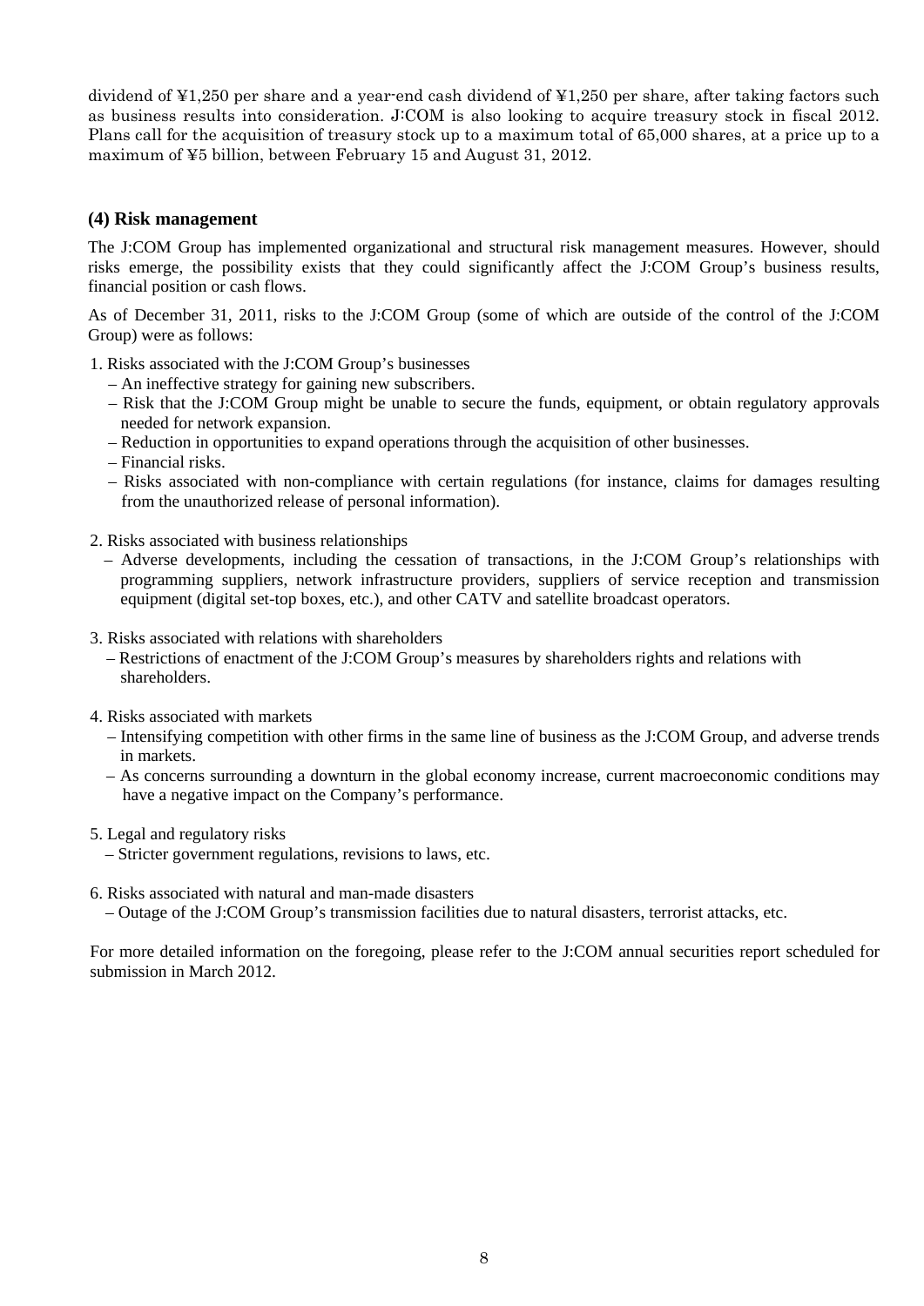dividend of ¥1,250 per share and a year-end cash dividend of ¥1,250 per share, after taking factors such as business results into consideration. J:COM is also looking to acquire treasury stock in fiscal 2012. Plans call for the acquisition of treasury stock up to a maximum total of 65,000 shares, at a price up to a maximum of ¥5 billion, between February 15 and August 31, 2012.

### (4) Risk management

The J:COM Group has implemented organizational and structural risk management measures. However, should risks emerge, the possibility exists that they could significantly affect the J:COM Group's business results, financial position or cash flows.

As of December 31, 2011, risks to the J:COM Group (some of which are outside of the control of the J:COM Group) were as follows:

1. Risks associated with the J:COM Group's businesses
   – An ineffective strategy for gaining new subscribers.
   – Risk that the J:COM Group might be unable to secure the funds, equipment, or obtain regulatory approvals needed for network expansion.
   – Reduction in opportunities to expand operations through the acquisition of other businesses.
   – Financial risks.
   – Risks associated with non-compliance with certain regulations (for instance, claims for damages resulting from the unauthorized release of personal information).

2. Risks associated with business relationships
   – Adverse developments, including the cessation of transactions, in the J:COM Group's relationships with programming suppliers, network infrastructure providers, suppliers of service reception and transmission equipment (digital set-top boxes, etc.), and other CATV and satellite broadcast operators.

3. Risks associated with relations with shareholders
   – Restrictions of enactment of the J:COM Group's measures by shareholders rights and relations with shareholders.

4. Risks associated with markets
   – Intensifying competition with other firms in the same line of business as the J:COM Group, and adverse trends in markets.
   – As concerns surrounding a downturn in the global economy increase, current macroeconomic conditions may have a negative impact on the Company's performance.

5. Legal and regulatory risks
   – Stricter government regulations, revisions to laws, etc.

6. Risks associated with natural and man-made disasters
   – Outage of the J:COM Group's transmission facilities due to natural disasters, terrorist attacks, etc.

For more detailed information on the foregoing, please refer to the J:COM annual securities report scheduled for submission in March 2012.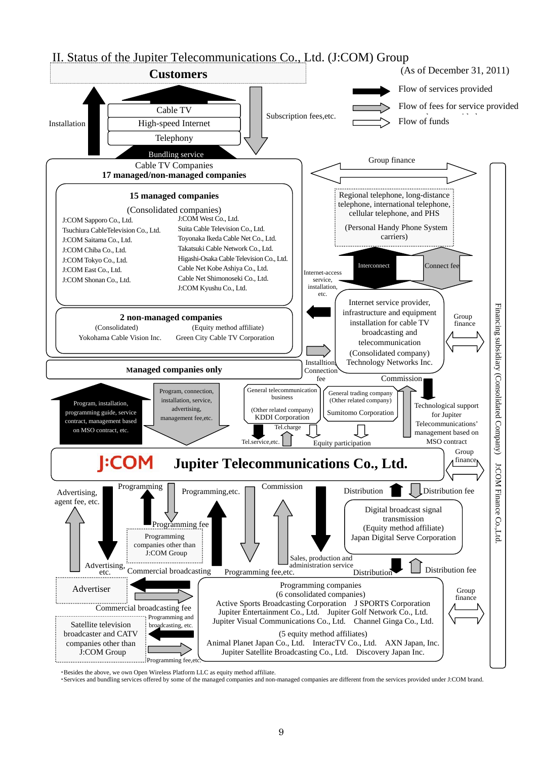## II. Status of the Jupiter Telecommunications Co., Ltd. (J:COM) Group

(As of December 31, 2011)

**Customers**

Legend:
- Flow of services provided
- Flow of fees for service provided
- Flow of funds

Installation

- Cable TV
- High-speed Internet
- Telephony
- Bundling service

Subscription fees,etc.

Cable TV Companies
**17 managed/non-managed companies**

**15 managed companies**
(Consolidated companies)

| | |
|---|---|
| J:COM Sapporo Co., Ltd. | J:COM West Co., Ltd. |
| Tsuchiura CableTelevision Co., Ltd. | Suita Cable Television Co., Ltd. |
| J:COM Saitama Co., Ltd. | Toyonaka Ikeda Cable Net Co., Ltd. |
| J:COM Chiba Co., Ltd. | Takatsuki Cable Network Co., Ltd. |
| J:COM Tokyo Co., Ltd. | Higashi-Osaka Cable Television Co., Ltd. |
| J:COM East Co., Ltd. | Cable Net Kobe Ashiya Co., Ltd. |
| J:COM Shonan Co., Ltd. | Cable Net Shimonoseki Co., Ltd. |
| | J:COM Kyushu Co., Ltd. |

**2 non-managed companies**

| (Consolidated) | (Equity method affiliate) |
|---|---|
| Yokohama Cable Vision Inc. | Green City Cable TV Corporation |

Group finance

Regional telephone, long-distance telephone, international telephone, cellular telephone, and PHS
(Personal Handy Phone System carriers)

Interconnect | Connect fee

Internet-access service, installation, etc.

Internet service provider, infrastructure and equipment installation for cable TV broadcasting and telecommunication
(Consolidated company)
Technology Networks Inc.

Group finance

Installtion, Connection fee

**Managed companies only**

Program, installation, programming guide, service contract, management based on MSO contract, etc.

Program, connection, installation, service, advertising, management fee,etc.

General telecommunication business
(Other related company)
KDDI Corporation

Tel.charge

Tel.service,etc.

General trading company
(Other related company)
Sumitomo Corporation

Equity participation

Commission

Technological support for Jupiter Telecommunications' management based on MSO contract

Group finance

**J:COM Jupiter Telecommunications Co., Ltd.**

Financing subsidiary (Consolidated Company) J:COM Finance Co.,Ltd.

Advertising, agent fee, etc.

Programming | Programming fee

Programming companies other than J:COM Group

Programming,etc.

Commission

Sales, production and administration service

Distribution | Distribution fee

Digital broadcast signal transmission
(Equity method affiliate)
Japan Digital Serve Corporation

Advertising, etc.

Commercial broadcasting

Programming fee,etc.

Distribution | Distribution fee

Advertiser

Commercial broadcasting fee

Programming companies
(6 consolidated companies)

| | |
|---|---|
| Active Sports Broadcasting Corporation | J SPORTS Corporation |
| Jupiter Entertainment Co., Ltd. | Jupiter Golf Network Co., Ltd. |
| Jupiter Visual Communications Co., Ltd. | Channel Ginga Co., Ltd. |

(5 equity method affiliates)

| | |
|---|---|
| Animal Planet Japan Co., Ltd. | InteracTV Co., Ltd. |
| AXN Japan, Inc. | Jupiter Satellite Broadcasting Co., Ltd. |
| Discovery Japan Inc. | |

Group finance

Satellite television broadcaster and CATV companies other than J:COM Group

Programming and broadcasting, etc.

Programming fee,etc.

・Besides the above, we own Open Wireless Platform LLC as equity method affiliate.
・Services and bundling services offered by some of the managed companies and non-managed companies are different from the services provided under J:COM brand.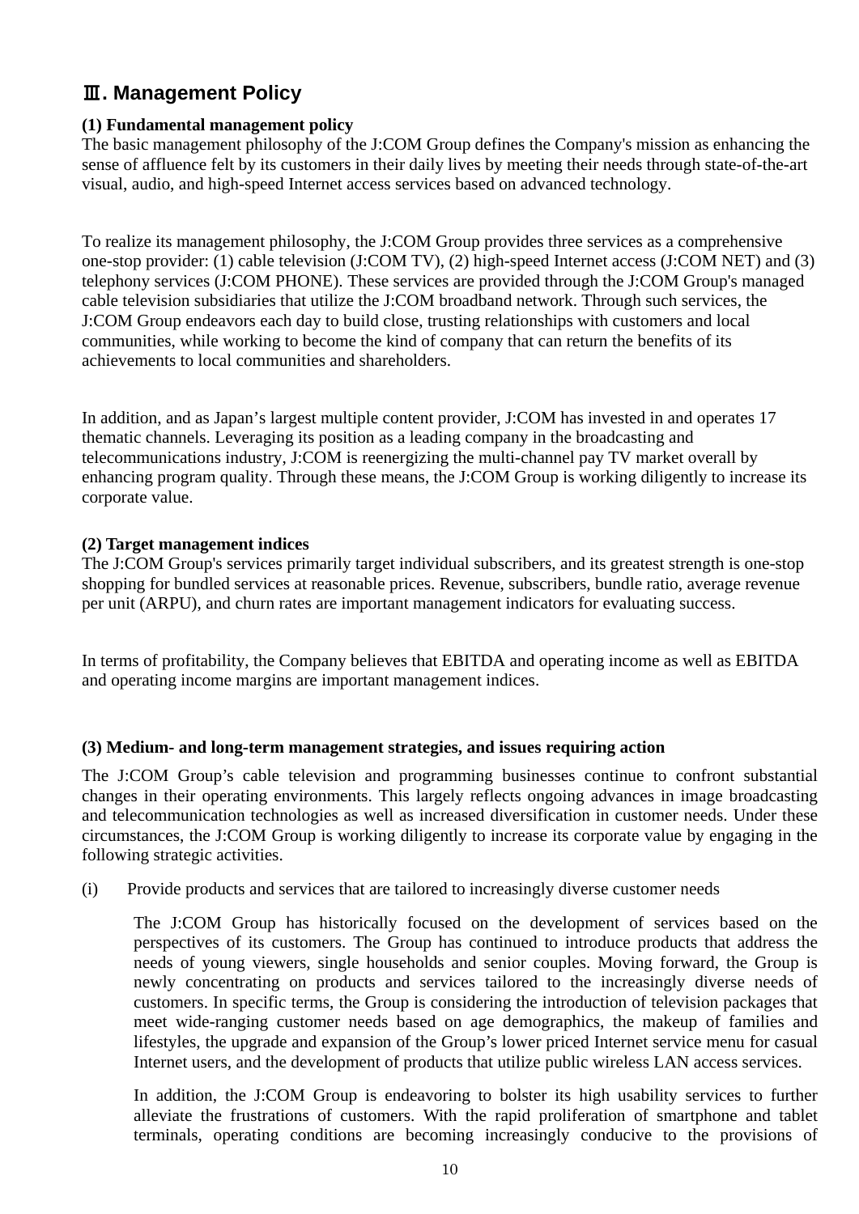## Ⅲ. Management Policy

**(1) Fundamental management policy**

The basic management philosophy of the J:COM Group defines the Company's mission as enhancing the sense of affluence felt by its customers in their daily lives by meeting their needs through state-of-the-art visual, audio, and high-speed Internet access services based on advanced technology.

To realize its management philosophy, the J:COM Group provides three services as a comprehensive one-stop provider: (1) cable television (J:COM TV), (2) high-speed Internet access (J:COM NET) and (3) telephony services (J:COM PHONE). These services are provided through the J:COM Group's managed cable television subsidiaries that utilize the J:COM broadband network. Through such services, the J:COM Group endeavors each day to build close, trusting relationships with customers and local communities, while working to become the kind of company that can return the benefits of its achievements to local communities and shareholders.

In addition, and as Japan's largest multiple content provider, J:COM has invested in and operates 17 thematic channels. Leveraging its position as a leading company in the broadcasting and telecommunications industry, J:COM is reenergizing the multi-channel pay TV market overall by enhancing program quality. Through these means, the J:COM Group is working diligently to increase its corporate value.

**(2) Target management indices**

The J:COM Group's services primarily target individual subscribers, and its greatest strength is one-stop shopping for bundled services at reasonable prices. Revenue, subscribers, bundle ratio, average revenue per unit (ARPU), and churn rates are important management indicators for evaluating success.

In terms of profitability, the Company believes that EBITDA and operating income as well as EBITDA and operating income margins are important management indices.

**(3) Medium- and long-term management strategies, and issues requiring action**

The J:COM Group's cable television and programming businesses continue to confront substantial changes in their operating environments. This largely reflects ongoing advances in image broadcasting and telecommunication technologies as well as increased diversification in customer needs. Under these circumstances, the J:COM Group is working diligently to increase its corporate value by engaging in the following strategic activities.

(i) Provide products and services that are tailored to increasingly diverse customer needs

The J:COM Group has historically focused on the development of services based on the perspectives of its customers. The Group has continued to introduce products that address the needs of young viewers, single households and senior couples. Moving forward, the Group is newly concentrating on products and services tailored to the increasingly diverse needs of customers. In specific terms, the Group is considering the introduction of television packages that meet wide-ranging customer needs based on age demographics, the makeup of families and lifestyles, the upgrade and expansion of the Group's lower priced Internet service menu for casual Internet users, and the development of products that utilize public wireless LAN access services.

In addition, the J:COM Group is endeavoring to bolster its high usability services to further alleviate the frustrations of customers. With the rapid proliferation of smartphone and tablet terminals, operating conditions are becoming increasingly conducive to the provisions of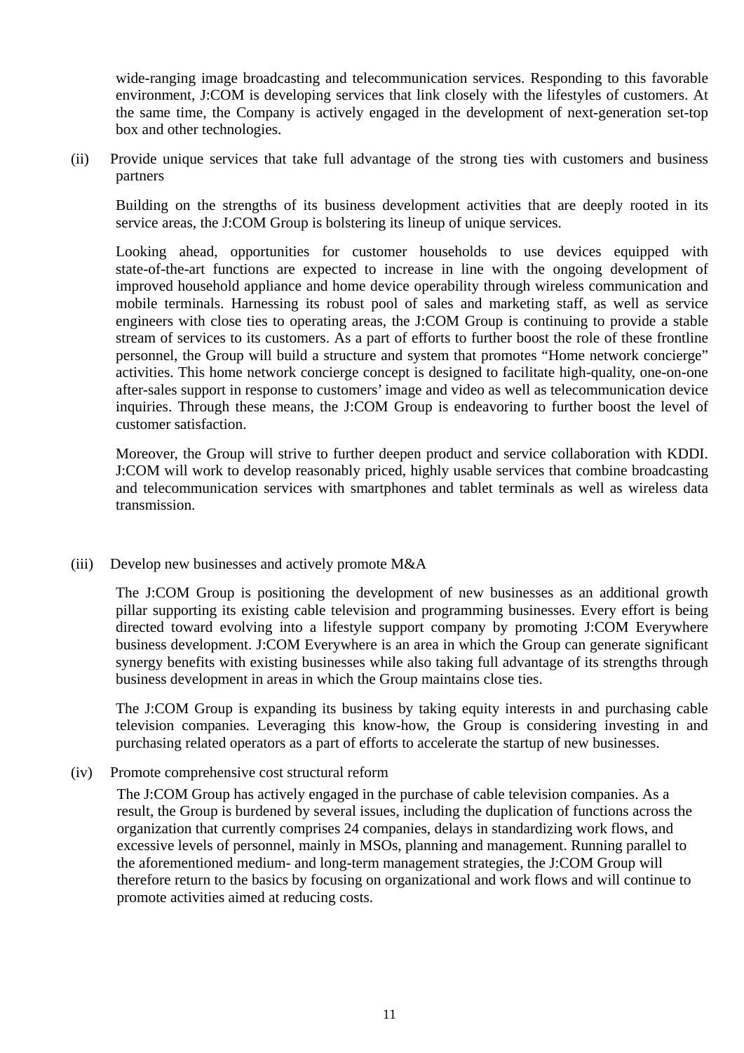wide-ranging image broadcasting and telecommunication services. Responding to this favorable environment, J:COM is developing services that link closely with the lifestyles of customers. At the same time, the Company is actively engaged in the development of next-generation set-top box and other technologies.

(ii) Provide unique services that take full advantage of the strong ties with customers and business partners

Building on the strengths of its business development activities that are deeply rooted in its service areas, the J:COM Group is bolstering its lineup of unique services.

Looking ahead, opportunities for customer households to use devices equipped with state-of-the-art functions are expected to increase in line with the ongoing development of improved household appliance and home device operability through wireless communication and mobile terminals. Harnessing its robust pool of sales and marketing staff, as well as service engineers with close ties to operating areas, the J:COM Group is continuing to provide a stable stream of services to its customers. As a part of efforts to further boost the role of these frontline personnel, the Group will build a structure and system that promotes "Home network concierge" activities. This home network concierge concept is designed to facilitate high-quality, one-on-one after-sales support in response to customers' image and video as well as telecommunication device inquiries. Through these means, the J:COM Group is endeavoring to further boost the level of customer satisfaction.

Moreover, the Group will strive to further deepen product and service collaboration with KDDI. J:COM will work to develop reasonably priced, highly usable services that combine broadcasting and telecommunication services with smartphones and tablet terminals as well as wireless data transmission.

(iii) Develop new businesses and actively promote M&A

The J:COM Group is positioning the development of new businesses as an additional growth pillar supporting its existing cable television and programming businesses. Every effort is being directed toward evolving into a lifestyle support company by promoting J:COM Everywhere business development. J:COM Everywhere is an area in which the Group can generate significant synergy benefits with existing businesses while also taking full advantage of its strengths through business development in areas in which the Group maintains close ties.

The J:COM Group is expanding its business by taking equity interests in and purchasing cable television companies. Leveraging this know-how, the Group is considering investing in and purchasing related operators as a part of efforts to accelerate the startup of new businesses.

(iv) Promote comprehensive cost structural reform

The J:COM Group has actively engaged in the purchase of cable television companies. As a result, the Group is burdened by several issues, including the duplication of functions across the organization that currently comprises 24 companies, delays in standardizing work flows, and excessive levels of personnel, mainly in MSOs, planning and management. Running parallel to the aforementioned medium- and long-term management strategies, the J:COM Group will therefore return to the basics by focusing on organizational and work flows and will continue to promote activities aimed at reducing costs.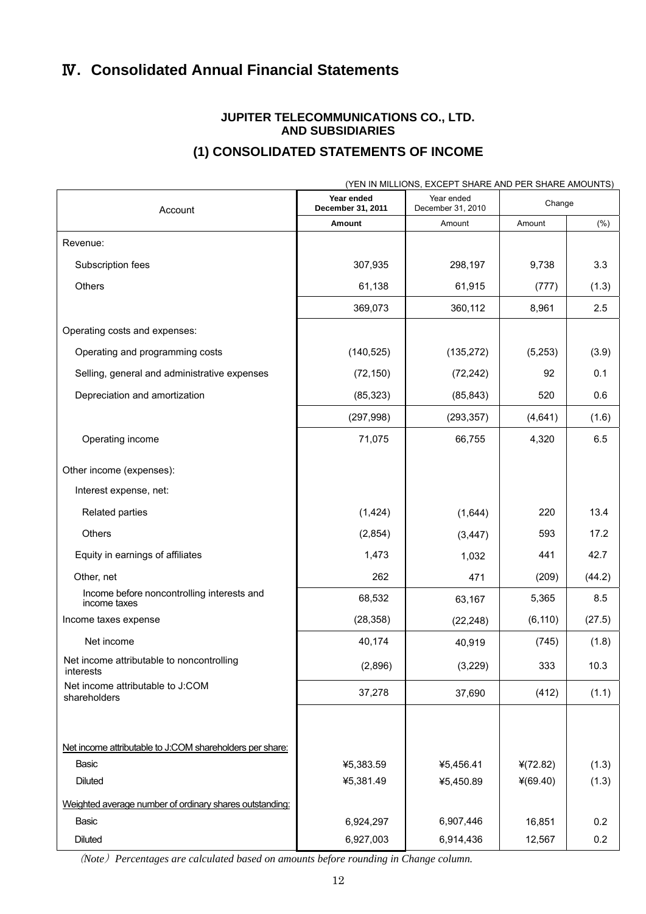# Ⅳ. Consolidated Annual Financial Statements

### JUPITER TELECOMMUNICATIONS CO., LTD.
### AND SUBSIDIARIES

## (1) CONSOLIDATED STATEMENTS OF INCOME

(YEN IN MILLIONS, EXCEPT SHARE AND PER SHARE AMOUNTS)

| Account | **Year ended December 31, 2011** | Year ended December 31, 2010 | Change | |
|---|---|---|---|---|
| | **Amount** | Amount | Amount | (%) |
| Revenue: | | | | |
| Subscription fees | 307,935 | 298,197 | 9,738 | 3.3 |
| Others | 61,138 | 61,915 | (777) | (1.3) |
| | 369,073 | 360,112 | 8,961 | 2.5 |
| Operating costs and expenses: | | | | |
| Operating and programming costs | (140,525) | (135,272) | (5,253) | (3.9) |
| Selling, general and administrative expenses | (72,150) | (72,242) | 92 | 0.1 |
| Depreciation and amortization | (85,323) | (85,843) | 520 | 0.6 |
| | (297,998) | (293,357) | (4,641) | (1.6) |
| Operating income | 71,075 | 66,755 | 4,320 | 6.5 |
| Other income (expenses): | | | | |
| Interest expense, net: | | | | |
| Related parties | (1,424) | (1,644) | 220 | 13.4 |
| Others | (2,854) | (3,447) | 593 | 17.2 |
| Equity in earnings of affiliates | 1,473 | 1,032 | 441 | 42.7 |
| Other, net | 262 | 471 | (209) | (44.2) |
| Income before noncontrolling interests and income taxes | 68,532 | 63,167 | 5,365 | 8.5 |
| Income taxes expense | (28,358) | (22,248) | (6,110) | (27.5) |
| Net income | 40,174 | 40,919 | (745) | (1.8) |
| Net income attributable to noncontrolling interests | (2,896) | (3,229) | 333 | 10.3 |
| Net income attributable to J:COM shareholders | 37,278 | 37,690 | (412) | (1.1) |
| Net income attributable to J:COM shareholders per share: | | | | |
| Basic | ¥5,383.59 | ¥5,456.41 | ¥(72.82) | (1.3) |
| Diluted | ¥5,381.49 | ¥5,450.89 | ¥(69.40) | (1.3) |
| Weighted average number of ordinary shares outstanding: | | | | |
| Basic | 6,924,297 | 6,907,446 | 16,851 | 0.2 |
| Diluted | 6,927,003 | 6,914,436 | 12,567 | 0.2 |

*(Note) Percentages are calculated based on amounts before rounding in Change column.*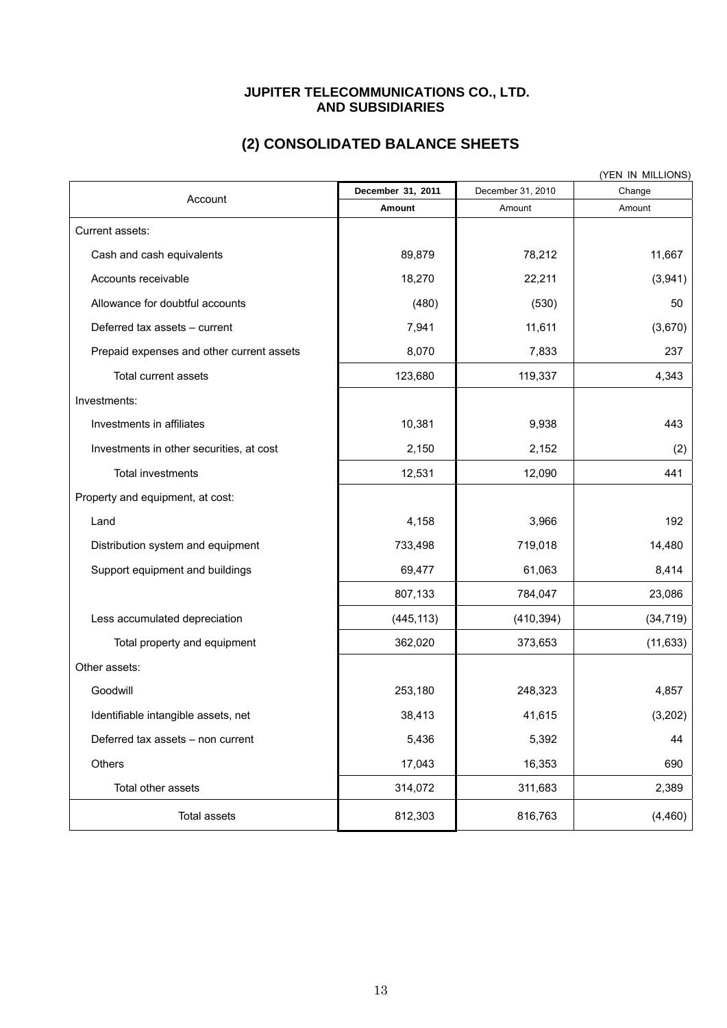**JUPITER TELECOMMUNICATIONS CO., LTD.**
**AND SUBSIDIARIES**

## (2) CONSOLIDATED BALANCE SHEETS

(YEN IN MILLIONS)

| Account | December 31, 2011 | December 31, 2010 | Change |
|---|---|---|---|
| | **Amount** | Amount | Amount |
| Current assets: | | | |
| Cash and cash equivalents | 89,879 | 78,212 | 11,667 |
| Accounts receivable | 18,270 | 22,211 | (3,941) |
| Allowance for doubtful accounts | (480) | (530) | 50 |
| Deferred tax assets – current | 7,941 | 11,611 | (3,670) |
| Prepaid expenses and other current assets | 8,070 | 7,833 | 237 |
| Total current assets | 123,680 | 119,337 | 4,343 |
| Investments: | | | |
| Investments in affiliates | 10,381 | 9,938 | 443 |
| Investments in other securities, at cost | 2,150 | 2,152 | (2) |
| Total investments | 12,531 | 12,090 | 441 |
| Property and equipment, at cost: | | | |
| Land | 4,158 | 3,966 | 192 |
| Distribution system and equipment | 733,498 | 719,018 | 14,480 |
| Support equipment and buildings | 69,477 | 61,063 | 8,414 |
| | 807,133 | 784,047 | 23,086 |
| Less accumulated depreciation | (445,113) | (410,394) | (34,719) |
| Total property and equipment | 362,020 | 373,653 | (11,633) |
| Other assets: | | | |
| Goodwill | 253,180 | 248,323 | 4,857 |
| Identifiable intangible assets, net | 38,413 | 41,615 | (3,202) |
| Deferred tax assets – non current | 5,436 | 5,392 | 44 |
| Others | 17,043 | 16,353 | 690 |
| Total other assets | 314,072 | 311,683 | 2,389 |
| Total assets | 812,303 | 816,763 | (4,460) |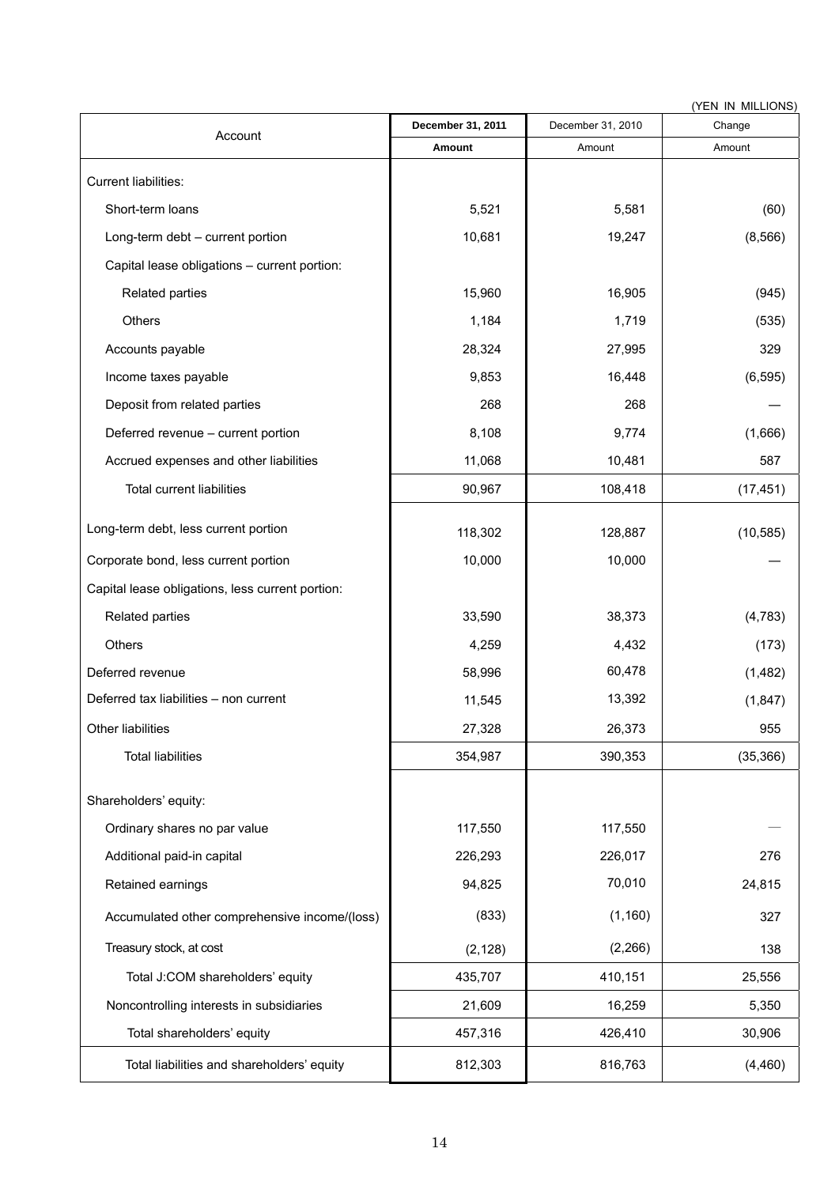(YEN IN MILLIONS)

| Account | December 31, 2011 | December 31, 2010 | Change |
|---|---|---|---|
| | **Amount** | Amount | Amount |
| Current liabilities: | | | |
| Short-term loans | 5,521 | 5,581 | (60) |
| Long-term debt – current portion | 10,681 | 19,247 | (8,566) |
| Capital lease obligations – current portion: | | | |
| Related parties | 15,960 | 16,905 | (945) |
| Others | 1,184 | 1,719 | (535) |
| Accounts payable | 28,324 | 27,995 | 329 |
| Income taxes payable | 9,853 | 16,448 | (6,595) |
| Deposit from related parties | 268 | 268 | — |
| Deferred revenue – current portion | 8,108 | 9,774 | (1,666) |
| Accrued expenses and other liabilities | 11,068 | 10,481 | 587 |
| Total current liabilities | 90,967 | 108,418 | (17,451) |
| Long-term debt, less current portion | 118,302 | 128,887 | (10,585) |
| Corporate bond, less current portion | 10,000 | 10,000 | — |
| Capital lease obligations, less current portion: | | | |
| Related parties | 33,590 | 38,373 | (4,783) |
| Others | 4,259 | 4,432 | (173) |
| Deferred revenue | 58,996 | 60,478 | (1,482) |
| Deferred tax liabilities – non current | 11,545 | 13,392 | (1,847) |
| Other liabilities | 27,328 | 26,373 | 955 |
| Total liabilities | 354,987 | 390,353 | (35,366) |
| Shareholders' equity: | | | |
| Ordinary shares no par value | 117,550 | 117,550 | — |
| Additional paid-in capital | 226,293 | 226,017 | 276 |
| Retained earnings | 94,825 | 70,010 | 24,815 |
| Accumulated other comprehensive income/(loss) | (833) | (1,160) | 327 |
| Treasury stock, at cost | (2,128) | (2,266) | 138 |
| Total J:COM shareholders' equity | 435,707 | 410,151 | 25,556 |
| Noncontrolling interests in subsidiaries | 21,609 | 16,259 | 5,350 |
| Total shareholders' equity | 457,316 | 426,410 | 30,906 |
| Total liabilities and shareholders' equity | 812,303 | 816,763 | (4,460) |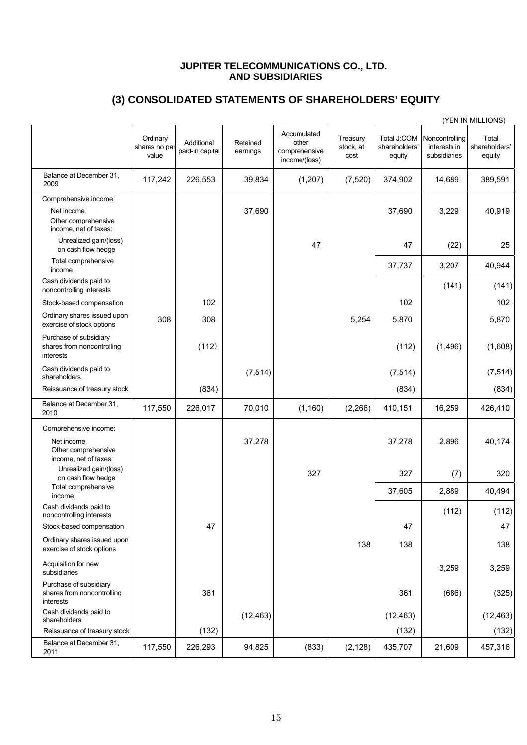**JUPITER TELECOMMUNICATIONS CO., LTD.**
**AND SUBSIDIARIES**

## (3) CONSOLIDATED STATEMENTS OF SHAREHOLDERS' EQUITY

(YEN IN MILLIONS)

| | Ordinary shares no par value | Additional paid-in capital | Retained earnings | Accumulated other comprehensive income/(loss) | Treasury stock, at cost | Total J:COM shareholders' equity | Noncontrolling interests in subsidiaries | Total shareholders' equity |
|---|---|---|---|---|---|---|---|---|
| Balance at December 31, 2009 | 117,242 | 226,553 | 39,834 | (1,207) | (7,520) | 374,902 | 14,689 | 389,591 |
| Comprehensive income: | | | | | | | | |
| Net income | | | 37,690 | | | 37,690 | 3,229 | 40,919 |
| Other comprehensive income, net of taxes: | | | | | | | | |
| Unrealized gain/(loss) on cash flow hedge | | | | 47 | | 47 | (22) | 25 |
| Total comprehensive income | | | | | | 37,737 | 3,207 | 40,944 |
| Cash dividends paid to noncontrolling interests | | | | | | | (141) | (141) |
| Stock-based compensation | | 102 | | | | 102 | | 102 |
| Ordinary shares issued upon exercise of stock options | 308 | 308 | | | 5,254 | 5,870 | | 5,870 |
| Purchase of subsidiary shares from noncontrolling interests | | (112) | | | | (112) | (1,496) | (1,608) |
| Cash dividends paid to shareholders | | | (7,514) | | | (7,514) | | (7,514) |
| Reissuance of treasury stock | | (834) | | | | (834) | | (834) |
| Balance at December 31, 2010 | 117,550 | 226,017 | 70,010 | (1,160) | (2,266) | 410,151 | 16,259 | 426,410 |
| Comprehensive income: | | | | | | | | |
| Net income | | | 37,278 | | | 37,278 | 2,896 | 40,174 |
| Other comprehensive income, net of taxes: | | | | | | | | |
| Unrealized gain/(loss) on cash flow hedge | | | | 327 | | 327 | (7) | 320 |
| Total comprehensive income | | | | | | 37,605 | 2,889 | 40,494 |
| Cash dividends paid to noncontrolling interests | | | | | | | (112) | (112) |
| Stock-based compensation | | 47 | | | | 47 | | 47 |
| Ordinary shares issued upon exercise of stock options | | | | | 138 | 138 | | 138 |
| Acquisition for new subsidiaries | | | | | | | 3,259 | 3,259 |
| Purchase of subsidiary shares from noncontrolling interests | | 361 | | | | 361 | (686) | (325) |
| Cash dividends paid to shareholders | | | (12,463) | | | (12,463) | | (12,463) |
| Reissuance of treasury stock | | (132) | | | | (132) | | (132) |
| Balance at December 31, 2011 | 117,550 | 226,293 | 94,825 | (833) | (2,128) | 435,707 | 21,609 | 457,316 |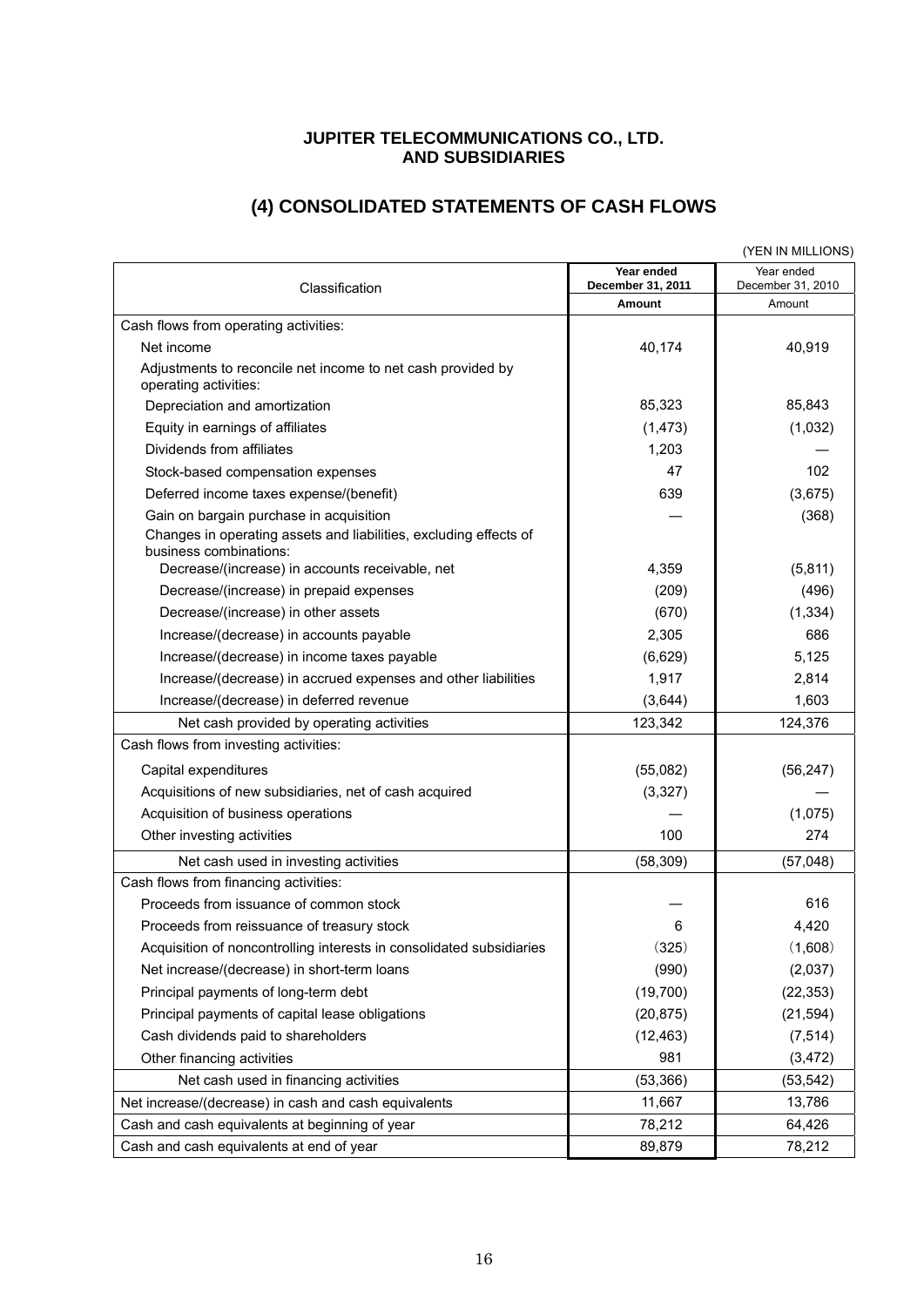**JUPITER TELECOMMUNICATIONS CO., LTD.**
**AND SUBSIDIARIES**

## (4) CONSOLIDATED STATEMENTS OF CASH FLOWS

(YEN IN MILLIONS)

| Classification | Year ended December 31, 2011 Amount | Year ended December 31, 2010 Amount |
|---|---|---|
| Cash flows from operating activities: | | |
| Net income | 40,174 | 40,919 |
| Adjustments to reconcile net income to net cash provided by operating activities: | | |
| Depreciation and amortization | 85,323 | 85,843 |
| Equity in earnings of affiliates | (1,473) | (1,032) |
| Dividends from affiliates | 1,203 | — |
| Stock-based compensation expenses | 47 | 102 |
| Deferred income taxes expense/(benefit) | 639 | (3,675) |
| Gain on bargain purchase in acquisition | — | (368) |
| Changes in operating assets and liabilities, excluding effects of business combinations: | | |
| Decrease/(increase) in accounts receivable, net | 4,359 | (5,811) |
| Decrease/(increase) in prepaid expenses | (209) | (496) |
| Decrease/(increase) in other assets | (670) | (1,334) |
| Increase/(decrease) in accounts payable | 2,305 | 686 |
| Increase/(decrease) in income taxes payable | (6,629) | 5,125 |
| Increase/(decrease) in accrued expenses and other liabilities | 1,917 | 2,814 |
| Increase/(decrease) in deferred revenue | (3,644) | 1,603 |
| Net cash provided by operating activities | 123,342 | 124,376 |
| Cash flows from investing activities: | | |
| Capital expenditures | (55,082) | (56,247) |
| Acquisitions of new subsidiaries, net of cash acquired | (3,327) | — |
| Acquisition of business operations | — | (1,075) |
| Other investing activities | 100 | 274 |
| Net cash used in investing activities | (58,309) | (57,048) |
| Cash flows from financing activities: | | |
| Proceeds from issuance of common stock | — | 616 |
| Proceeds from reissuance of treasury stock | 6 | 4,420 |
| Acquisition of noncontrolling interests in consolidated subsidiaries | (325) | (1,608) |
| Net increase/(decrease) in short-term loans | (990) | (2,037) |
| Principal payments of long-term debt | (19,700) | (22,353) |
| Principal payments of capital lease obligations | (20,875) | (21,594) |
| Cash dividends paid to shareholders | (12,463) | (7,514) |
| Other financing activities | 981 | (3,472) |
| Net cash used in financing activities | (53,366) | (53,542) |
| Net increase/(decrease) in cash and cash equivalents | 11,667 | 13,786 |
| Cash and cash equivalents at beginning of year | 78,212 | 64,426 |
| Cash and cash equivalents at end of year | 89,879 | 78,212 |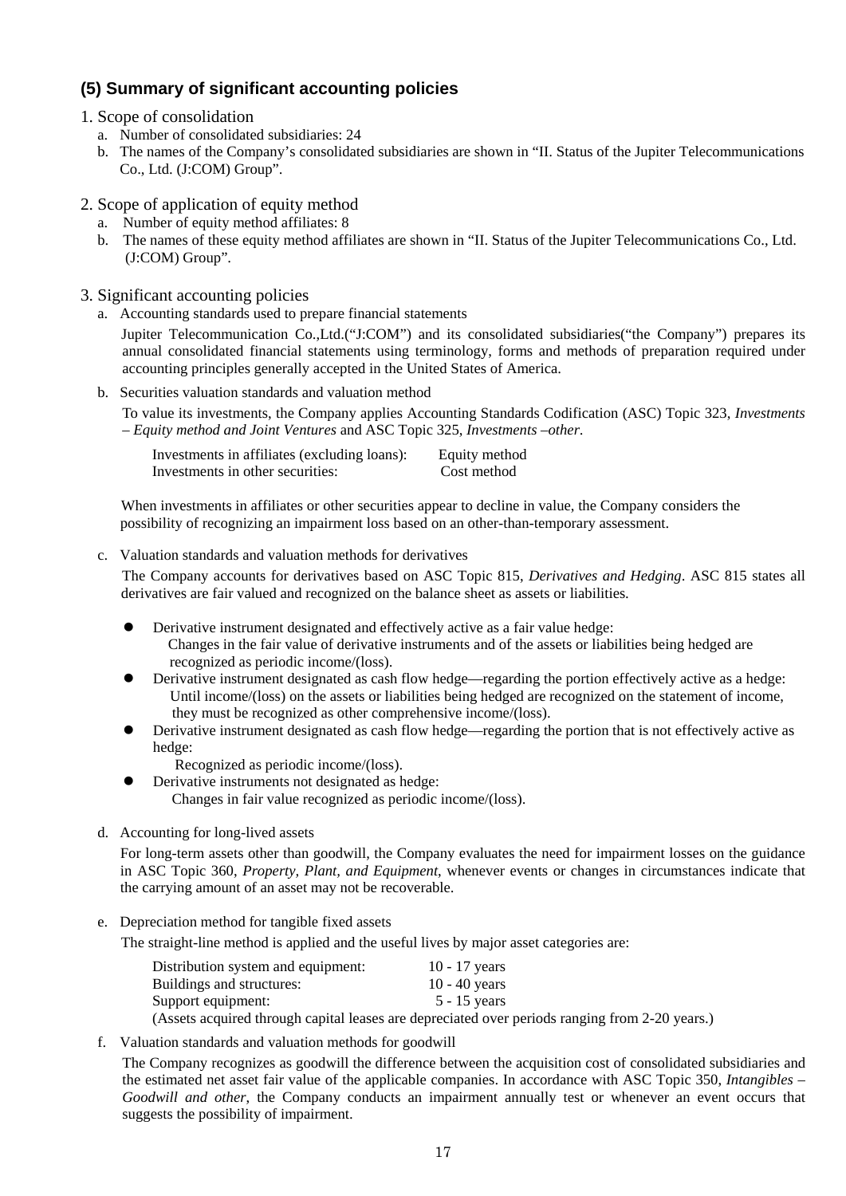## (5) Summary of significant accounting policies

1. Scope of consolidation
   a. Number of consolidated subsidiaries: 24
   b. The names of the Company's consolidated subsidiaries are shown in "II. Status of the Jupiter Telecommunications Co., Ltd. (J:COM) Group".

2. Scope of application of equity method
   a. Number of equity method affiliates: 8
   b. The names of these equity method affiliates are shown in "II. Status of the Jupiter Telecommunications Co., Ltd. (J:COM) Group".

3. Significant accounting policies
   a. Accounting standards used to prepare financial statements

      Jupiter Telecommunication Co.,Ltd.("J:COM") and its consolidated subsidiaries("the Company") prepares its annual consolidated financial statements using terminology, forms and methods of preparation required under accounting principles generally accepted in the United States of America.

   b. Securities valuation standards and valuation method

      To value its investments, the Company applies Accounting Standards Codification (ASC) Topic 323, *Investments – Equity method and Joint Ventures* and ASC Topic 325, *Investments –other*.

      | | |
      |---|---|
      | Investments in affiliates (excluding loans): | Equity method |
      | Investments in other securities: | Cost method |

      When investments in affiliates or other securities appear to decline in value, the Company considers the possibility of recognizing an impairment loss based on an other-than-temporary assessment.

   c. Valuation standards and valuation methods for derivatives

      The Company accounts for derivatives based on ASC Topic 815, *Derivatives and Hedging*. ASC 815 states all derivatives are fair valued and recognized on the balance sheet as assets or liabilities.

      - Derivative instrument designated and effectively active as a fair value hedge:
        Changes in the fair value of derivative instruments and of the assets or liabilities being hedged are recognized as periodic income/(loss).
      - Derivative instrument designated as cash flow hedge—regarding the portion effectively active as a hedge:
        Until income/(loss) on the assets or liabilities being hedged are recognized on the statement of income, they must be recognized as other comprehensive income/(loss).
      - Derivative instrument designated as cash flow hedge—regarding the portion that is not effectively active as hedge:
        Recognized as periodic income/(loss).
      - Derivative instruments not designated as hedge:
        Changes in fair value recognized as periodic income/(loss).

   d. Accounting for long-lived assets

      For long-term assets other than goodwill, the Company evaluates the need for impairment losses on the guidance in ASC Topic 360, *Property, Plant, and Equipment*, whenever events or changes in circumstances indicate that the carrying amount of an asset may not be recoverable.

   e. Depreciation method for tangible fixed assets

      The straight-line method is applied and the useful lives by major asset categories are:

      | | |
      |---|---|
      | Distribution system and equipment: | 10 - 17 years |
      | Buildings and structures: | 10 - 40 years |
      | Support equipment: | 5 - 15 years |

      (Assets acquired through capital leases are depreciated over periods ranging from 2-20 years.)

   f. Valuation standards and valuation methods for goodwill

      The Company recognizes as goodwill the difference between the acquisition cost of consolidated subsidiaries and the estimated net asset fair value of the applicable companies. In accordance with ASC Topic 350, *Intangibles – Goodwill and other*, the Company conducts an impairment annually test or whenever an event occurs that suggests the possibility of impairment.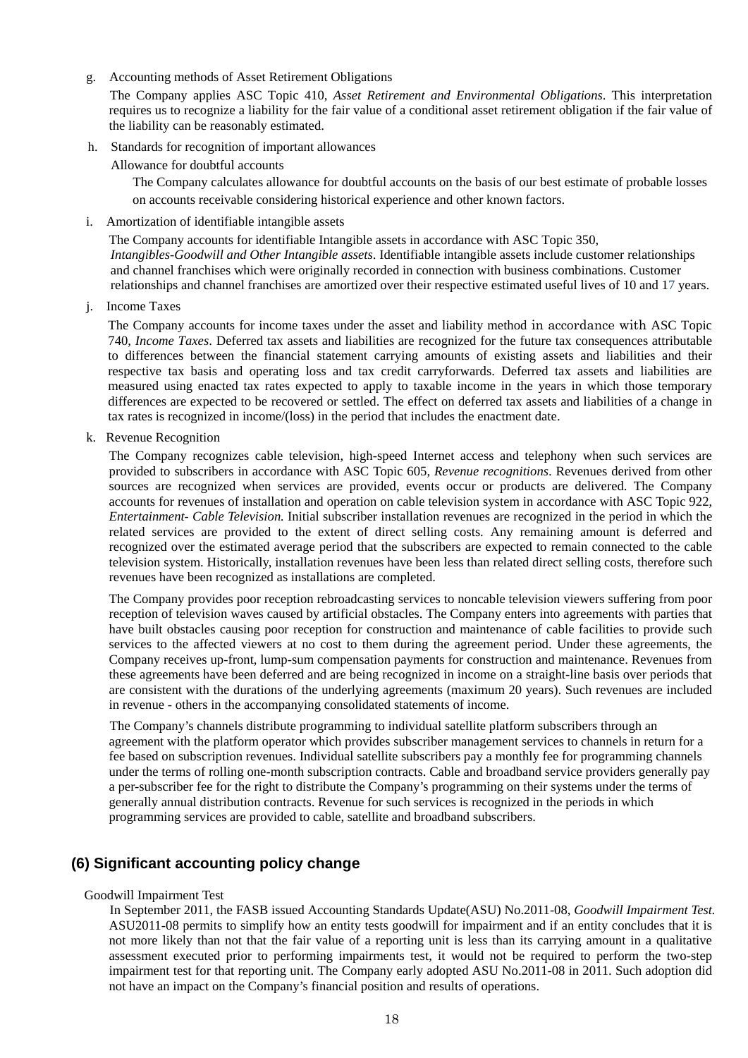g. Accounting methods of Asset Retirement Obligations

The Company applies ASC Topic 410, *Asset Retirement and Environmental Obligations*. This interpretation requires us to recognize a liability for the fair value of a conditional asset retirement obligation if the fair value of the liability can be reasonably estimated.

h. Standards for recognition of important allowances

Allowance for doubtful accounts

The Company calculates allowance for doubtful accounts on the basis of our best estimate of probable losses on accounts receivable considering historical experience and other known factors.

i. Amortization of identifiable intangible assets

The Company accounts for identifiable Intangible assets in accordance with ASC Topic 350, *Intangibles-Goodwill and Other Intangible assets*. Identifiable intangible assets include customer relationships and channel franchises which were originally recorded in connection with business combinations. Customer relationships and channel franchises are amortized over their respective estimated useful lives of 10 and 17 years.

j. Income Taxes

The Company accounts for income taxes under the asset and liability method in accordance with ASC Topic 740, *Income Taxes*. Deferred tax assets and liabilities are recognized for the future tax consequences attributable to differences between the financial statement carrying amounts of existing assets and liabilities and their respective tax basis and operating loss and tax credit carryforwards. Deferred tax assets and liabilities are measured using enacted tax rates expected to apply to taxable income in the years in which those temporary differences are expected to be recovered or settled. The effect on deferred tax assets and liabilities of a change in tax rates is recognized in income/(loss) in the period that includes the enactment date.

k. Revenue Recognition

The Company recognizes cable television, high-speed Internet access and telephony when such services are provided to subscribers in accordance with ASC Topic 605, *Revenue recognitions*. Revenues derived from other sources are recognized when services are provided, events occur or products are delivered. The Company accounts for revenues of installation and operation on cable television system in accordance with ASC Topic 922, *Entertainment- Cable Television.* Initial subscriber installation revenues are recognized in the period in which the related services are provided to the extent of direct selling costs. Any remaining amount is deferred and recognized over the estimated average period that the subscribers are expected to remain connected to the cable television system. Historically, installation revenues have been less than related direct selling costs, therefore such revenues have been recognized as installations are completed.

The Company provides poor reception rebroadcasting services to noncable television viewers suffering from poor reception of television waves caused by artificial obstacles. The Company enters into agreements with parties that have built obstacles causing poor reception for construction and maintenance of cable facilities to provide such services to the affected viewers at no cost to them during the agreement period. Under these agreements, the Company receives up-front, lump-sum compensation payments for construction and maintenance. Revenues from these agreements have been deferred and are being recognized in income on a straight-line basis over periods that are consistent with the durations of the underlying agreements (maximum 20 years). Such revenues are included in revenue - others in the accompanying consolidated statements of income.

The Company's channels distribute programming to individual satellite platform subscribers through an agreement with the platform operator which provides subscriber management services to channels in return for a fee based on subscription revenues. Individual satellite subscribers pay a monthly fee for programming channels under the terms of rolling one-month subscription contracts. Cable and broadband service providers generally pay a per-subscriber fee for the right to distribute the Company's programming on their systems under the terms of generally annual distribution contracts. Revenue for such services is recognized in the periods in which programming services are provided to cable, satellite and broadband subscribers.

## (6) Significant accounting policy change

Goodwill Impairment Test

In September 2011, the FASB issued Accounting Standards Update(ASU) No.2011-08, *Goodwill Impairment Test.* ASU2011-08 permits to simplify how an entity tests goodwill for impairment and if an entity concludes that it is not more likely than not that the fair value of a reporting unit is less than its carrying amount in a qualitative assessment executed prior to performing impairments test, it would not be required to perform the two-step impairment test for that reporting unit. The Company early adopted ASU No.2011-08 in 2011. Such adoption did not have an impact on the Company's financial position and results of operations.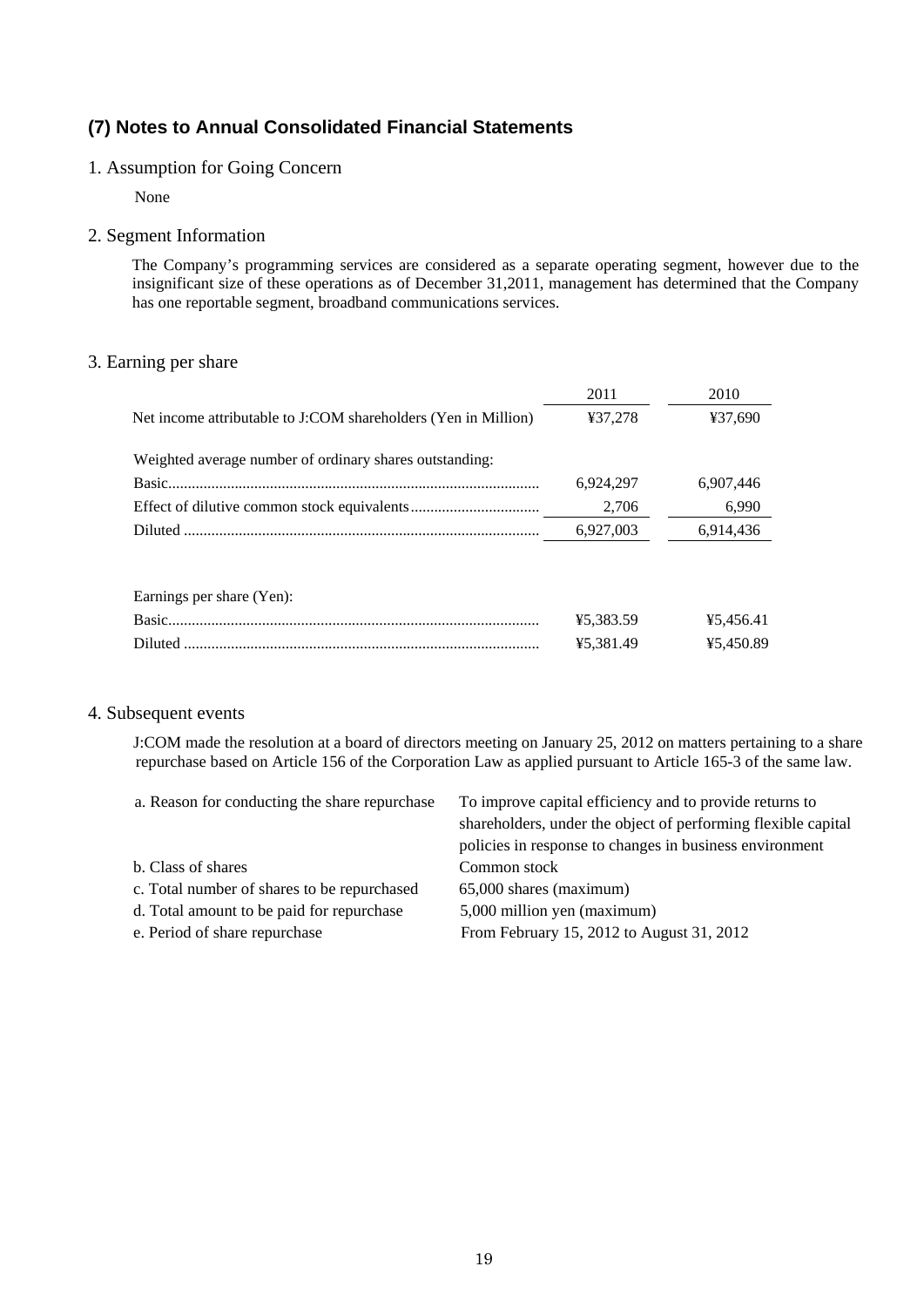## (7) Notes to Annual Consolidated Financial Statements

### 1. Assumption for Going Concern

None

### 2. Segment Information

The Company's programming services are considered as a separate operating segment, however due to the insignificant size of these operations as of December 31,2011, management has determined that the Company has one reportable segment, broadband communications services.

### 3. Earning per share

| | 2011 | 2010 |
|---|---|---|
| Net income attributable to J:COM shareholders (Yen in Million) | ¥37,278 | ¥37,690 |
| Weighted average number of ordinary shares outstanding: | | |
| Basic | 6,924,297 | 6,907,446 |
| Effect of dilutive common stock equivalents | 2,706 | 6,990 |
| Diluted | 6,927,003 | 6,914,436 |
| Earnings per share (Yen): | | |
| Basic | ¥5,383.59 | ¥5,456.41 |
| Diluted | ¥5,381.49 | ¥5,450.89 |

### 4. Subsequent events

J:COM made the resolution at a board of directors meeting on January 25, 2012 on matters pertaining to a share repurchase based on Article 156 of the Corporation Law as applied pursuant to Article 165-3 of the same law.

| | |
|---|---|
| a. Reason for conducting the share repurchase | To improve capital efficiency and to provide returns to shareholders, under the object of performing flexible capital policies in response to changes in business environment |
| b. Class of shares | Common stock |
| c. Total number of shares to be repurchased | 65,000 shares (maximum) |
| d. Total amount to be paid for repurchase | 5,000 million yen (maximum) |
| e. Period of share repurchase | From February 15, 2012 to August 31, 2012 |